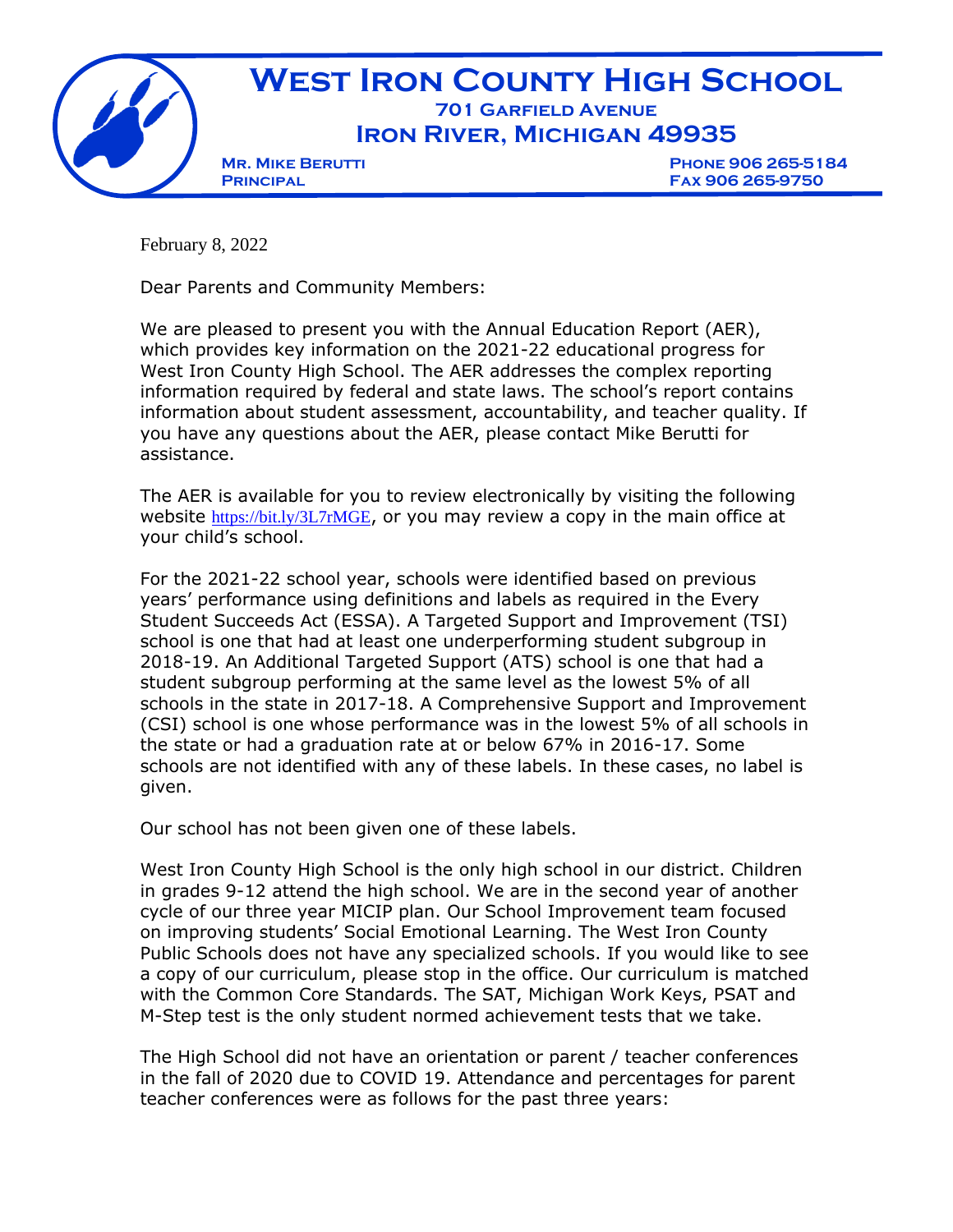# West Iron County High School

**701 Garfield Avenue**
**Iron River, Michigan 49935**

**Mr. Mike Berutti**
**Principal**

**Phone 906 265-5184**
**Fax 906 265-9750**

February 8, 2022

Dear Parents and Community Members:

We are pleased to present you with the Annual Education Report (AER), which provides key information on the 2021-22 educational progress for West Iron County High School. The AER addresses the complex reporting information required by federal and state laws. The school's report contains information about student assessment, accountability, and teacher quality. If you have any questions about the AER, please contact Mike Berutti for assistance.

The AER is available for you to review electronically by visiting the following website https://bit.ly/3L7rMGE, or you may review a copy in the main office at your child's school.

For the 2021-22 school year, schools were identified based on previous years' performance using definitions and labels as required in the Every Student Succeeds Act (ESSA). A Targeted Support and Improvement (TSI) school is one that had at least one underperforming student subgroup in 2018-19. An Additional Targeted Support (ATS) school is one that had a student subgroup performing at the same level as the lowest 5% of all schools in the state in 2017-18. A Comprehensive Support and Improvement (CSI) school is one whose performance was in the lowest 5% of all schools in the state or had a graduation rate at or below 67% in 2016-17. Some schools are not identified with any of these labels. In these cases, no label is given.

Our school has not been given one of these labels.

West Iron County High School is the only high school in our district. Children in grades 9-12 attend the high school. We are in the second year of another cycle of our three year MICIP plan. Our School Improvement team focused on improving students' Social Emotional Learning. The West Iron County Public Schools does not have any specialized schools. If you would like to see a copy of our curriculum, please stop in the office. Our curriculum is matched with the Common Core Standards. The SAT, Michigan Work Keys, PSAT and M-Step test is the only student normed achievement tests that we take.

The High School did not have an orientation or parent / teacher conferences in the fall of 2020 due to COVID 19. Attendance and percentages for parent teacher conferences were as follows for the past three years: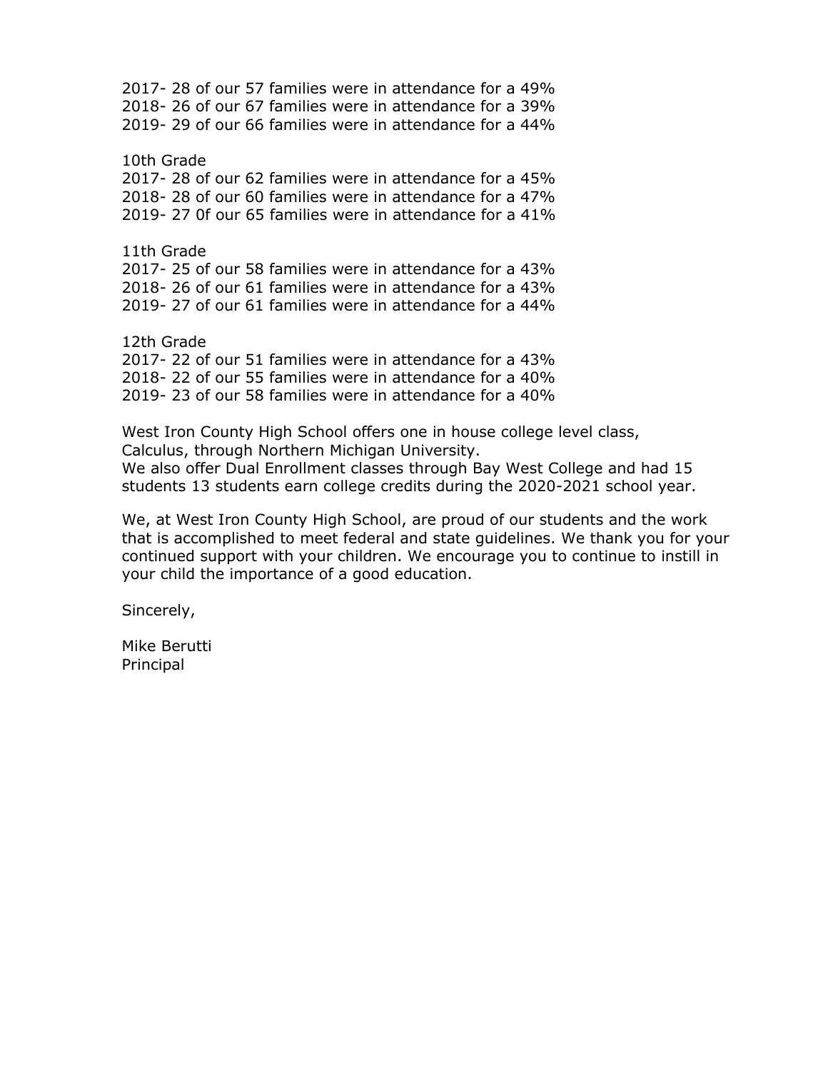2017- 28 of our 57 families were in attendance for a 49%
2018- 26 of our 67 families were in attendance for a 39%
2019- 29 of our 66 families were in attendance for a 44%

10th Grade
2017- 28 of our 62 families were in attendance for a 45%
2018- 28 of our 60 families were in attendance for a 47%
2019- 27 0f our 65 families were in attendance for a 41%

11th Grade
2017- 25 of our 58 families were in attendance for a 43%
2018- 26 of our 61 families were in attendance for a 43%
2019- 27 of our 61 families were in attendance for a 44%

12th Grade
2017- 22 of our 51 families were in attendance for a 43%
2018- 22 of our 55 families were in attendance for a 40%
2019- 23 of our 58 families were in attendance for a 40%

West Iron County High School offers one in house college level class, Calculus, through Northern Michigan University.
We also offer Dual Enrollment classes through Bay West College and had 15 students 13 students earn college credits during the 2020-2021 school year.

We, at West Iron County High School, are proud of our students and the work that is accomplished to meet federal and state guidelines. We thank you for your continued support with your children. We encourage you to continue to instill in your child the importance of a good education.

Sincerely,

Mike Berutti
Principal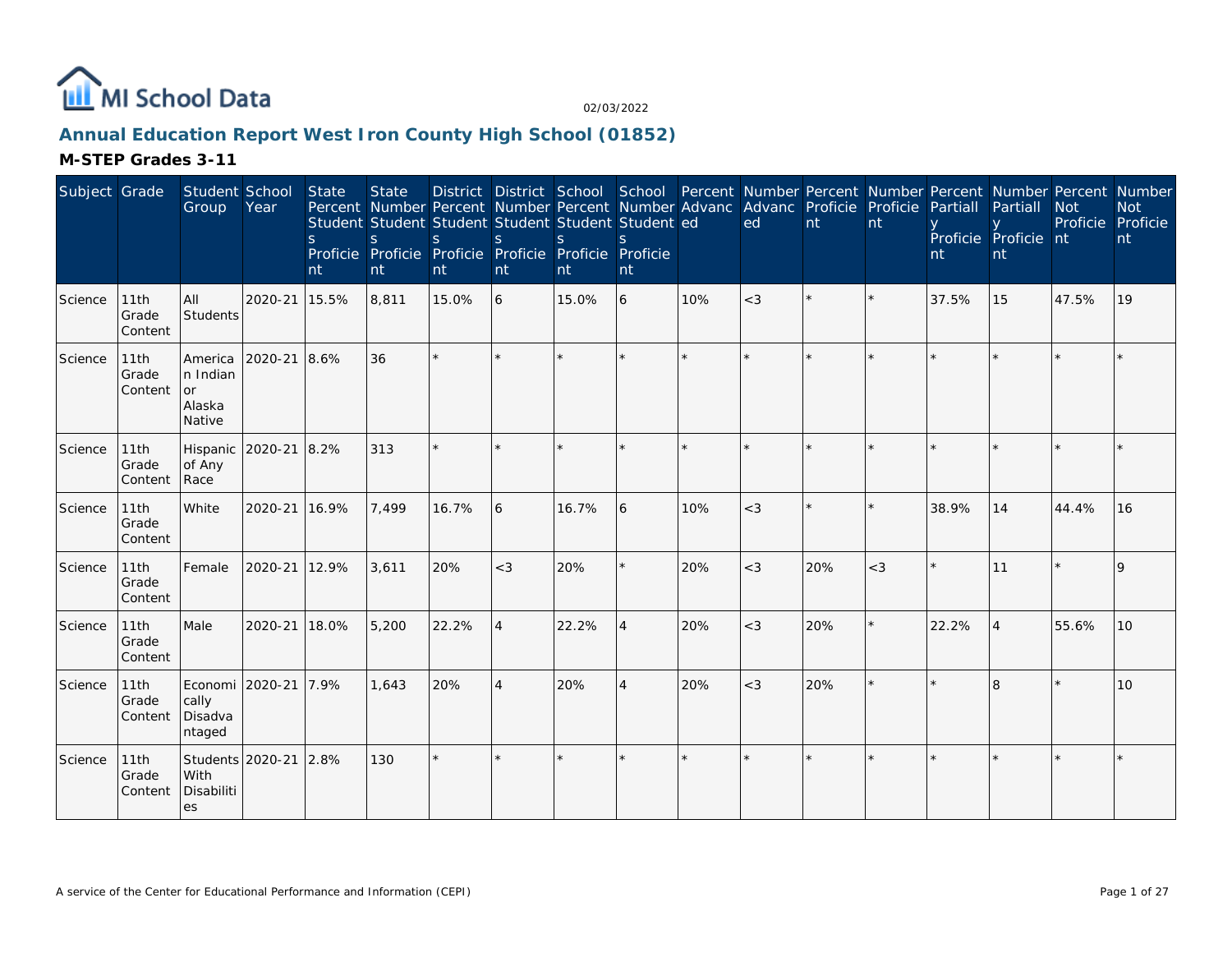MI School Data

02/03/2022

## Annual Education Report West Iron County High School (01852)

### M-STEP Grades 3-11

| Subject | Grade | Student Group | School Year | State Percent Students Proficient | State Number Students Proficient | District Percent Students Proficient | District Number Students Proficient | School Percent Students Proficient | School Number Students Proficient | Percent Advanced | Number Advanced | Percent Proficient | Number Proficient | Percent Partially Proficient | Number Partially Proficient | Percent Not Proficient | Number Not Proficient |
|---|---|---|---|---|---|---|---|---|---|---|---|---|---|---|---|---|---|
| Science | 11th Grade Content | All Students | 2020-21 | 15.5% | 8,811 | 15.0% | 6 | 15.0% | 6 | 10% | <3 | * | * | 37.5% | 15 | 47.5% | 19 |
| Science | 11th Grade Content | American Indian or Alaska Native | 2020-21 | 8.6% | 36 | * | * | * | * | * | * | * | * | * | * | * | * |
| Science | 11th Grade Content | Hispanic of Any Race | 2020-21 | 8.2% | 313 | * | * | * | * | * | * | * | * | * | * | * | * |
| Science | 11th Grade Content | White | 2020-21 | 16.9% | 7,499 | 16.7% | 6 | 16.7% | 6 | 10% | <3 | * | * | 38.9% | 14 | 44.4% | 16 |
| Science | 11th Grade Content | Female | 2020-21 | 12.9% | 3,611 | 20% | <3 | 20% | * | 20% | <3 | 20% | <3 | * | 11 | * | 9 |
| Science | 11th Grade Content | Male | 2020-21 | 18.0% | 5,200 | 22.2% | 4 | 22.2% | 4 | 20% | <3 | 20% | * | 22.2% | 4 | 55.6% | 10 |
| Science | 11th Grade Content | Economically Disadvantaged | 2020-21 | 7.9% | 1,643 | 20% | 4 | 20% | 4 | 20% | <3 | 20% | * | * | 8 | * | 10 |
| Science | 11th Grade Content | Students With Disabilities | 2020-21 | 2.8% | 130 | * | * | * | * | * | * | * | * | * | * | * | * |

A service of the Center for Educational Performance and Information (CEPI)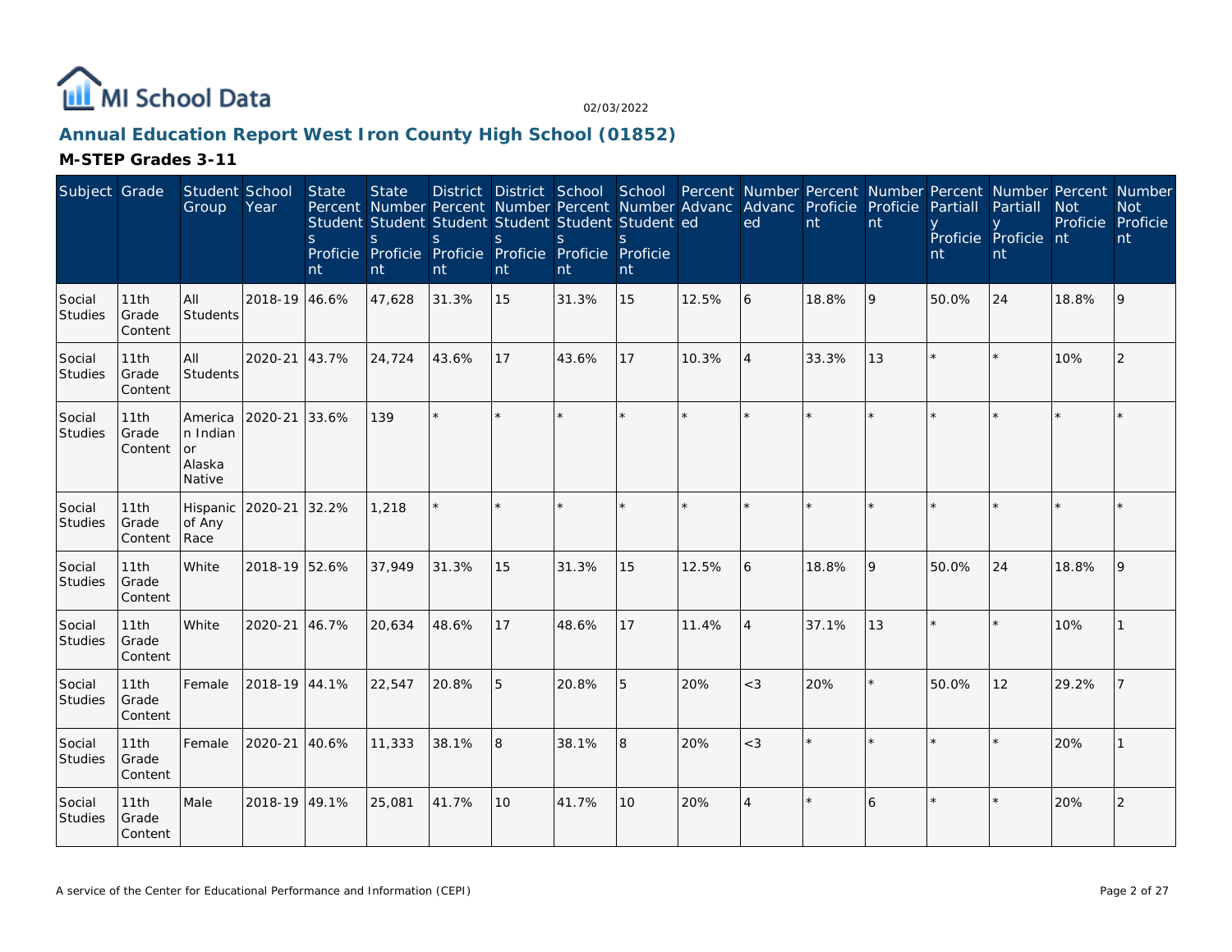# Annual Education Report West Iron County High School (01852)

## M-STEP Grades 3-11

| Subject | Grade | Student Group | School Year | State Percent Students Proficient | State Number Students Proficient | District Percent Students Proficient | District Number Students Proficient | School Percent Students Proficient | School Number Students Proficient | Percent Advanced | Number Advanced | Percent Proficient | Number Proficient | Percent Partially Proficient | Number Partially Proficient | Percent Not Proficient | Number Not Proficient |
|---|---|---|---|---|---|---|---|---|---|---|---|---|---|---|---|---|---|
| Social Studies | 11th Grade Content | All Students | 2018-19 | 46.6% | 47,628 | 31.3% | 15 | 31.3% | 15 | 12.5% | 6 | 18.8% | 9 | 50.0% | 24 | 18.8% | 9 |
| Social Studies | 11th Grade Content | All Students | 2020-21 | 43.7% | 24,724 | 43.6% | 17 | 43.6% | 17 | 10.3% | 4 | 33.3% | 13 | * | * | 10% | 2 |
| Social Studies | 11th Grade Content | American Indian or Alaska Native | 2020-21 | 33.6% | 139 | * | * | * | * | * | * | * | * | * | * | * | * |
| Social Studies | 11th Grade Content | Hispanic of Any Race | 2020-21 | 32.2% | 1,218 | * | * | * | * | * | * | * | * | * | * | * | * |
| Social Studies | 11th Grade Content | White | 2018-19 | 52.6% | 37,949 | 31.3% | 15 | 31.3% | 15 | 12.5% | 6 | 18.8% | 9 | 50.0% | 24 | 18.8% | 9 |
| Social Studies | 11th Grade Content | White | 2020-21 | 46.7% | 20,634 | 48.6% | 17 | 48.6% | 17 | 11.4% | 4 | 37.1% | 13 | * | * | 10% | 1 |
| Social Studies | 11th Grade Content | Female | 2018-19 | 44.1% | 22,547 | 20.8% | 5 | 20.8% | 5 | 20% | <3 | 20% | * | 50.0% | 12 | 29.2% | 7 |
| Social Studies | 11th Grade Content | Female | 2020-21 | 40.6% | 11,333 | 38.1% | 8 | 38.1% | 8 | 20% | <3 | * | * | * | * | 20% | 1 |
| Social Studies | 11th Grade Content | Male | 2018-19 | 49.1% | 25,081 | 41.7% | 10 | 41.7% | 10 | 20% | 4 | * | 6 | * | * | 20% | 2 |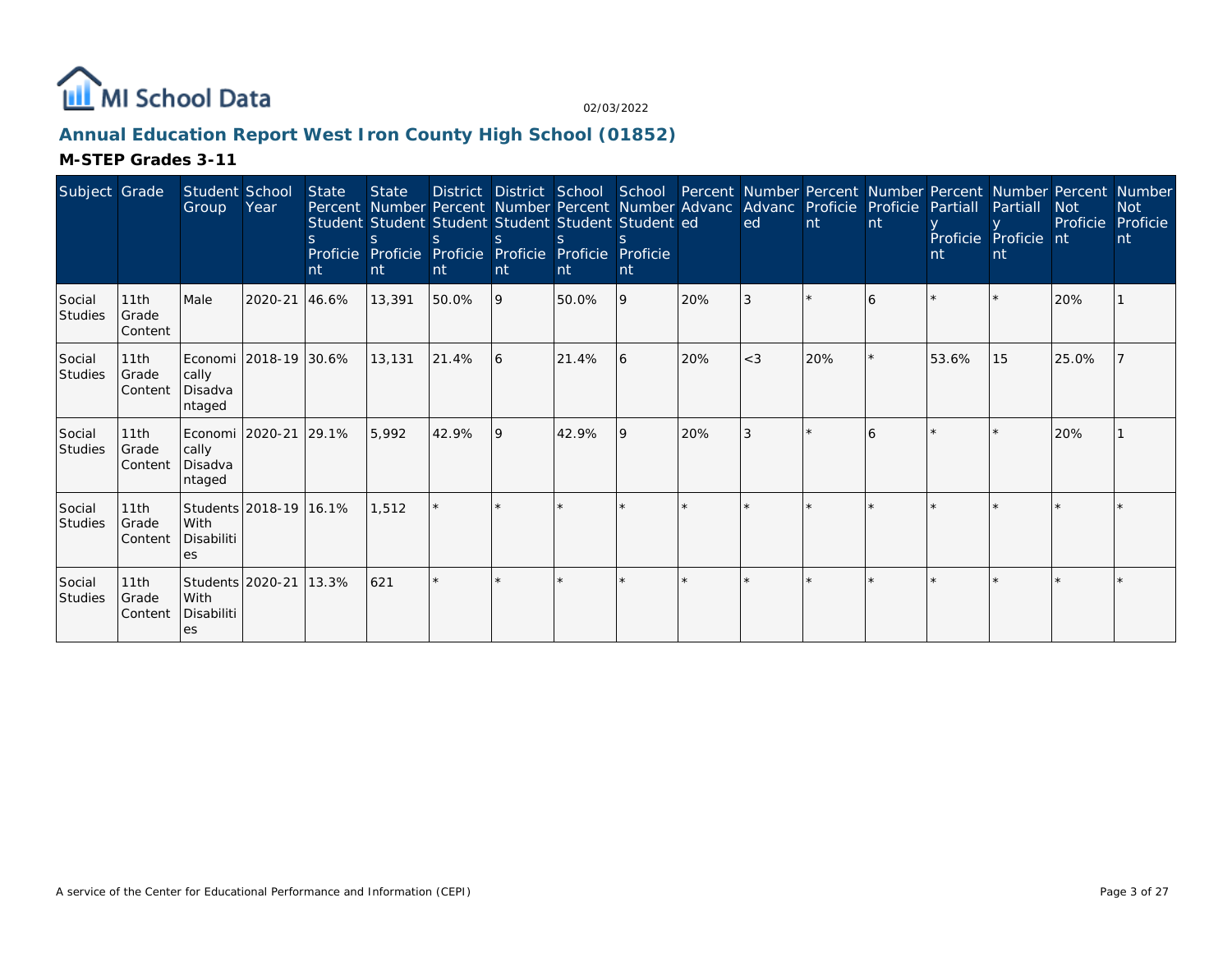# Annual Education Report West Iron County High School (01852)

**M-STEP Grades 3-11**

| Subject | Grade | Student Group | School Year | State Percent Students Proficient | State Number Students Proficient | District Percent Students Proficient | District Number Students Proficient | School Percent Students Proficient | School Number Students Proficient | Percent Advanced | Number Advanced | Percent Proficient | Number Proficient | Percent Partially Proficient | Number Partially Proficient | Percent Not Proficient | Number Not Proficient |
|---|---|---|---|---|---|---|---|---|---|---|---|---|---|---|---|---|---|
| Social Studies | 11th Grade Content | Male | 2020-21 | 46.6% | 13,391 | 50.0% | 9 | 50.0% | 9 | 20% | 3 | * | 6 | * | * | 20% | 1 |
| Social Studies | 11th Grade Content | Economically Disadvantaged | 2018-19 | 30.6% | 13,131 | 21.4% | 6 | 21.4% | 6 | 20% | <3 | 20% | * | 53.6% | 15 | 25.0% | 7 |
| Social Studies | 11th Grade Content | Economically Disadvantaged | 2020-21 | 29.1% | 5,992 | 42.9% | 9 | 42.9% | 9 | 20% | 3 | * | 6 | * | * | 20% | 1 |
| Social Studies | 11th Grade Content | Students With Disabilities | 2018-19 | 16.1% | 1,512 | * | * | * | * | * | * | * | * | * | * | * | * |
| Social Studies | 11th Grade Content | Students With Disabilities | 2020-21 | 13.3% | 621 | * | * | * | * | * | * | * | * | * | * | * | * |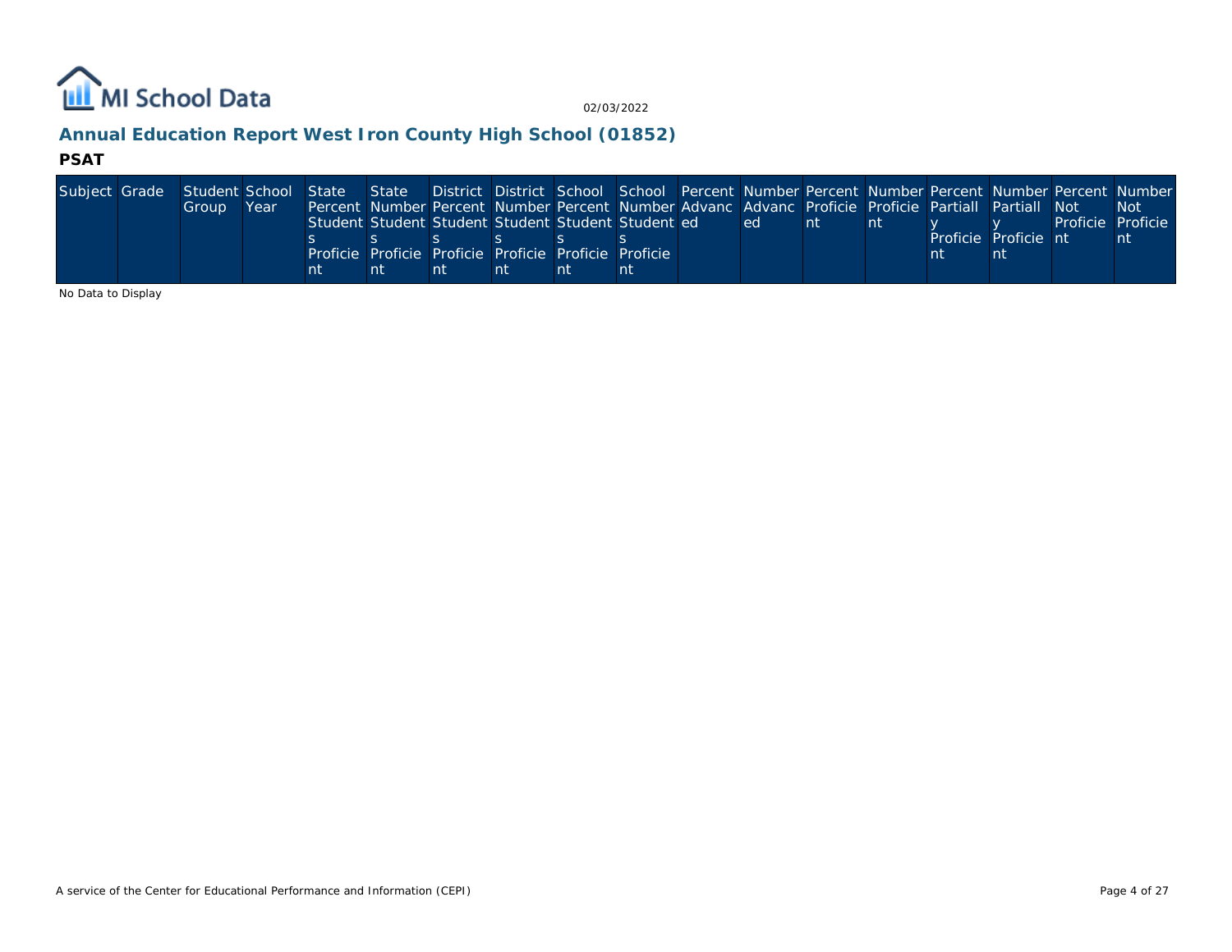## Annual Education Report West Iron County High School (01852)

### PSAT

| Subject | Grade | Student Group | School Year | State Percent Students Proficient | State Number Students Proficient | District Percent Students Proficient | District Number Students Proficient | School Percent Students Proficient | School Number Students Proficient | Percent Advanced | Number Advanced | Percent Proficient | Number Proficient | Percent Partially Proficient | Number Partially Proficient | Percent Not Proficient | Number Not Proficient |
|---|---|---|---|---|---|---|---|---|---|---|---|---|---|---|---|---|---|

No Data to Display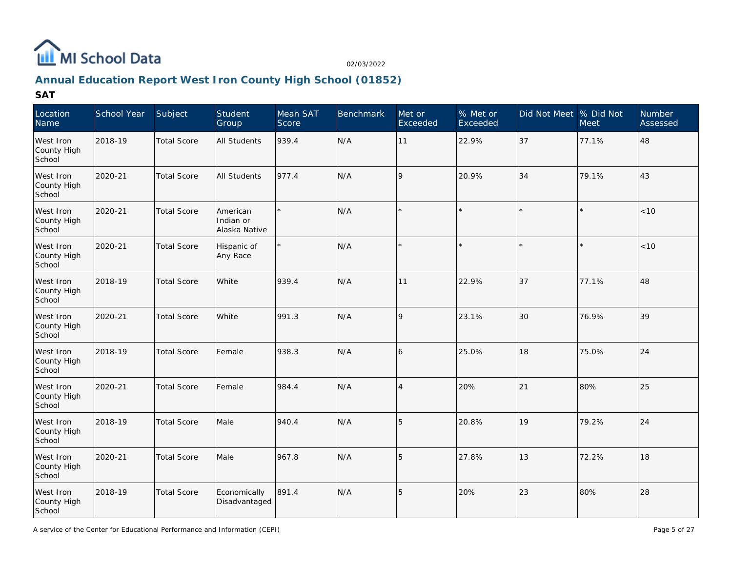MI School Data

02/03/2022

## Annual Education Report West Iron County High School (01852)

### SAT

| Location Name | School Year | Subject | Student Group | Mean SAT Score | Benchmark | Met or Exceeded | % Met or Exceeded | Did Not Meet | % Did Not Meet | Number Assessed |
|---|---|---|---|---|---|---|---|---|---|---|
| West Iron County High School | 2018-19 | Total Score | All Students | 939.4 | N/A | 11 | 22.9% | 37 | 77.1% | 48 |
| West Iron County High School | 2020-21 | Total Score | All Students | 977.4 | N/A | 9 | 20.9% | 34 | 79.1% | 43 |
| West Iron County High School | 2020-21 | Total Score | American Indian or Alaska Native | * | N/A | * | * | * | * | <10 |
| West Iron County High School | 2020-21 | Total Score | Hispanic of Any Race | * | N/A | * | * | * | * | <10 |
| West Iron County High School | 2018-19 | Total Score | White | 939.4 | N/A | 11 | 22.9% | 37 | 77.1% | 48 |
| West Iron County High School | 2020-21 | Total Score | White | 991.3 | N/A | 9 | 23.1% | 30 | 76.9% | 39 |
| West Iron County High School | 2018-19 | Total Score | Female | 938.3 | N/A | 6 | 25.0% | 18 | 75.0% | 24 |
| West Iron County High School | 2020-21 | Total Score | Female | 984.4 | N/A | 4 | 20% | 21 | 80% | 25 |
| West Iron County High School | 2018-19 | Total Score | Male | 940.4 | N/A | 5 | 20.8% | 19 | 79.2% | 24 |
| West Iron County High School | 2020-21 | Total Score | Male | 967.8 | N/A | 5 | 27.8% | 13 | 72.2% | 18 |
| West Iron County High School | 2018-19 | Total Score | Economically Disadvantaged | 891.4 | N/A | 5 | 20% | 23 | 80% | 28 |

A service of the Center for Educational Performance and Information (CEPI)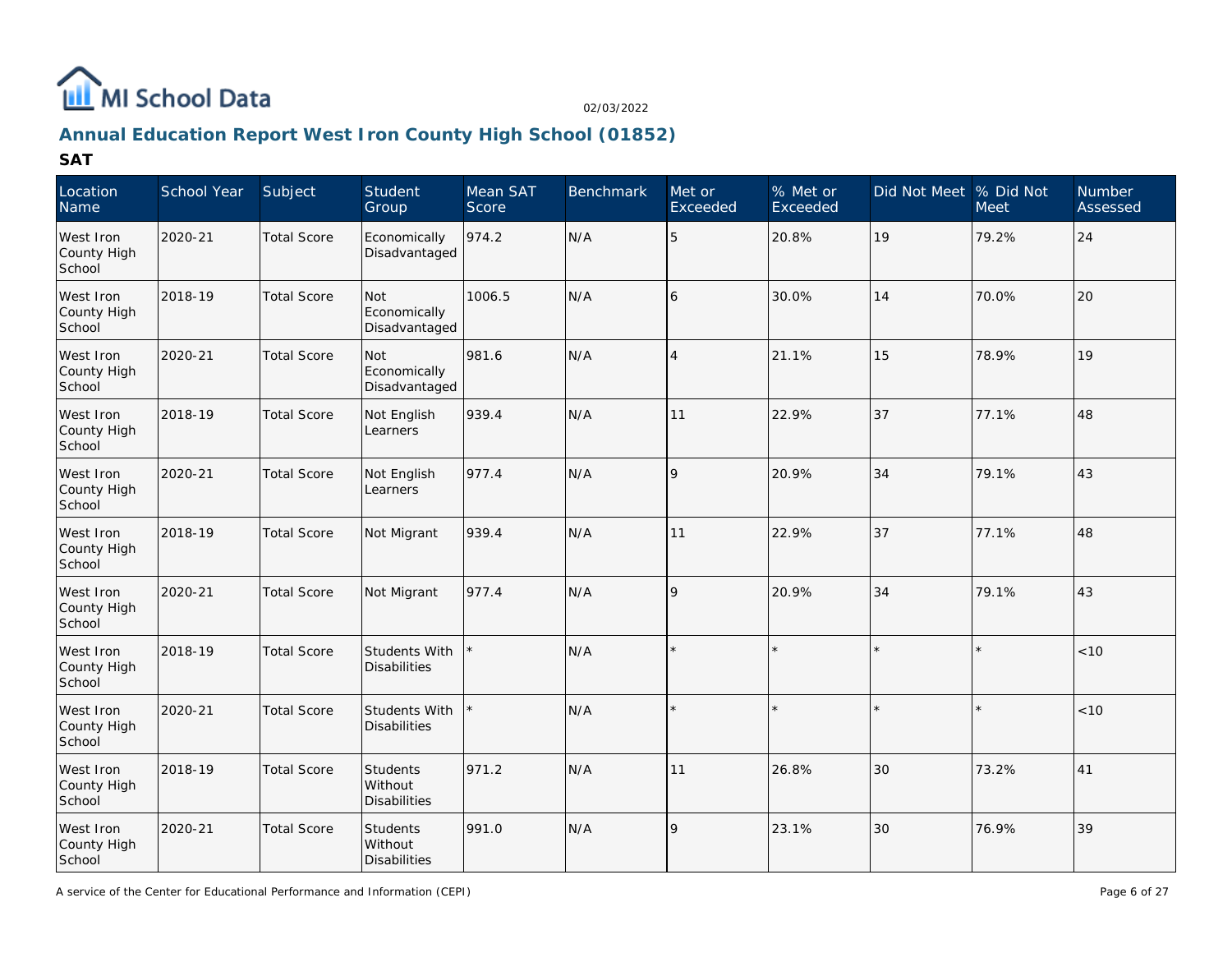# Annual Education Report West Iron County High School (01852)

## SAT

| Location Name | School Year | Subject | Student Group | Mean SAT Score | Benchmark | Met or Exceeded | % Met or Exceeded | Did Not Meet | % Did Not Meet | Number Assessed |
|---|---|---|---|---|---|---|---|---|---|---|
| West Iron County High School | 2020-21 | Total Score | Economically Disadvantaged | 974.2 | N/A | 5 | 20.8% | 19 | 79.2% | 24 |
| West Iron County High School | 2018-19 | Total Score | Not Economically Disadvantaged | 1006.5 | N/A | 6 | 30.0% | 14 | 70.0% | 20 |
| West Iron County High School | 2020-21 | Total Score | Not Economically Disadvantaged | 981.6 | N/A | 4 | 21.1% | 15 | 78.9% | 19 |
| West Iron County High School | 2018-19 | Total Score | Not English Learners | 939.4 | N/A | 11 | 22.9% | 37 | 77.1% | 48 |
| West Iron County High School | 2020-21 | Total Score | Not English Learners | 977.4 | N/A | 9 | 20.9% | 34 | 79.1% | 43 |
| West Iron County High School | 2018-19 | Total Score | Not Migrant | 939.4 | N/A | 11 | 22.9% | 37 | 77.1% | 48 |
| West Iron County High School | 2020-21 | Total Score | Not Migrant | 977.4 | N/A | 9 | 20.9% | 34 | 79.1% | 43 |
| West Iron County High School | 2018-19 | Total Score | Students With Disabilities | * | N/A | * | * | * | * | <10 |
| West Iron County High School | 2020-21 | Total Score | Students With Disabilities | * | N/A | * | * | * | * | <10 |
| West Iron County High School | 2018-19 | Total Score | Students Without Disabilities | 971.2 | N/A | 11 | 26.8% | 30 | 73.2% | 41 |
| West Iron County High School | 2020-21 | Total Score | Students Without Disabilities | 991.0 | N/A | 9 | 23.1% | 30 | 76.9% | 39 |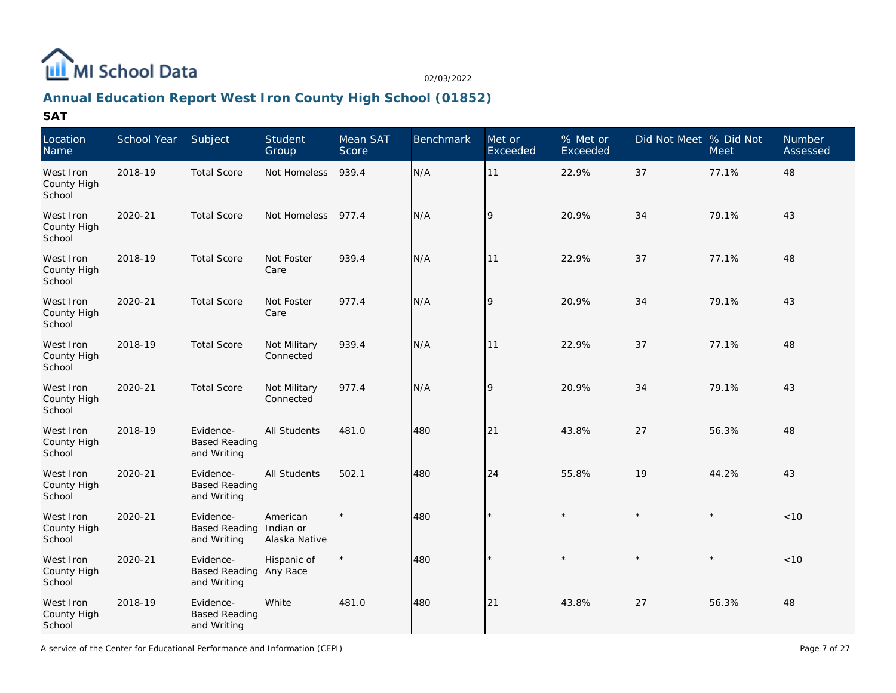## Annual Education Report West Iron County High School (01852)

### SAT

| Location Name | School Year | Subject | Student Group | Mean SAT Score | Benchmark | Met or Exceeded | % Met or Exceeded | Did Not Meet | % Did Not Meet | Number Assessed |
|---|---|---|---|---|---|---|---|---|---|---|
| West Iron County High School | 2018-19 | Total Score | Not Homeless | 939.4 | N/A | 11 | 22.9% | 37 | 77.1% | 48 |
| West Iron County High School | 2020-21 | Total Score | Not Homeless | 977.4 | N/A | 9 | 20.9% | 34 | 79.1% | 43 |
| West Iron County High School | 2018-19 | Total Score | Not Foster Care | 939.4 | N/A | 11 | 22.9% | 37 | 77.1% | 48 |
| West Iron County High School | 2020-21 | Total Score | Not Foster Care | 977.4 | N/A | 9 | 20.9% | 34 | 79.1% | 43 |
| West Iron County High School | 2018-19 | Total Score | Not Military Connected | 939.4 | N/A | 11 | 22.9% | 37 | 77.1% | 48 |
| West Iron County High School | 2020-21 | Total Score | Not Military Connected | 977.4 | N/A | 9 | 20.9% | 34 | 79.1% | 43 |
| West Iron County High School | 2018-19 | Evidence-Based Reading and Writing | All Students | 481.0 | 480 | 21 | 43.8% | 27 | 56.3% | 48 |
| West Iron County High School | 2020-21 | Evidence-Based Reading and Writing | All Students | 502.1 | 480 | 24 | 55.8% | 19 | 44.2% | 43 |
| West Iron County High School | 2020-21 | Evidence-Based Reading and Writing | American Indian or Alaska Native | * | 480 | * | * | * | * | <10 |
| West Iron County High School | 2020-21 | Evidence-Based Reading and Writing | Hispanic of Any Race | * | 480 | * | * | * | * | <10 |
| West Iron County High School | 2018-19 | Evidence-Based Reading and Writing | White | 481.0 | 480 | 21 | 43.8% | 27 | 56.3% | 48 |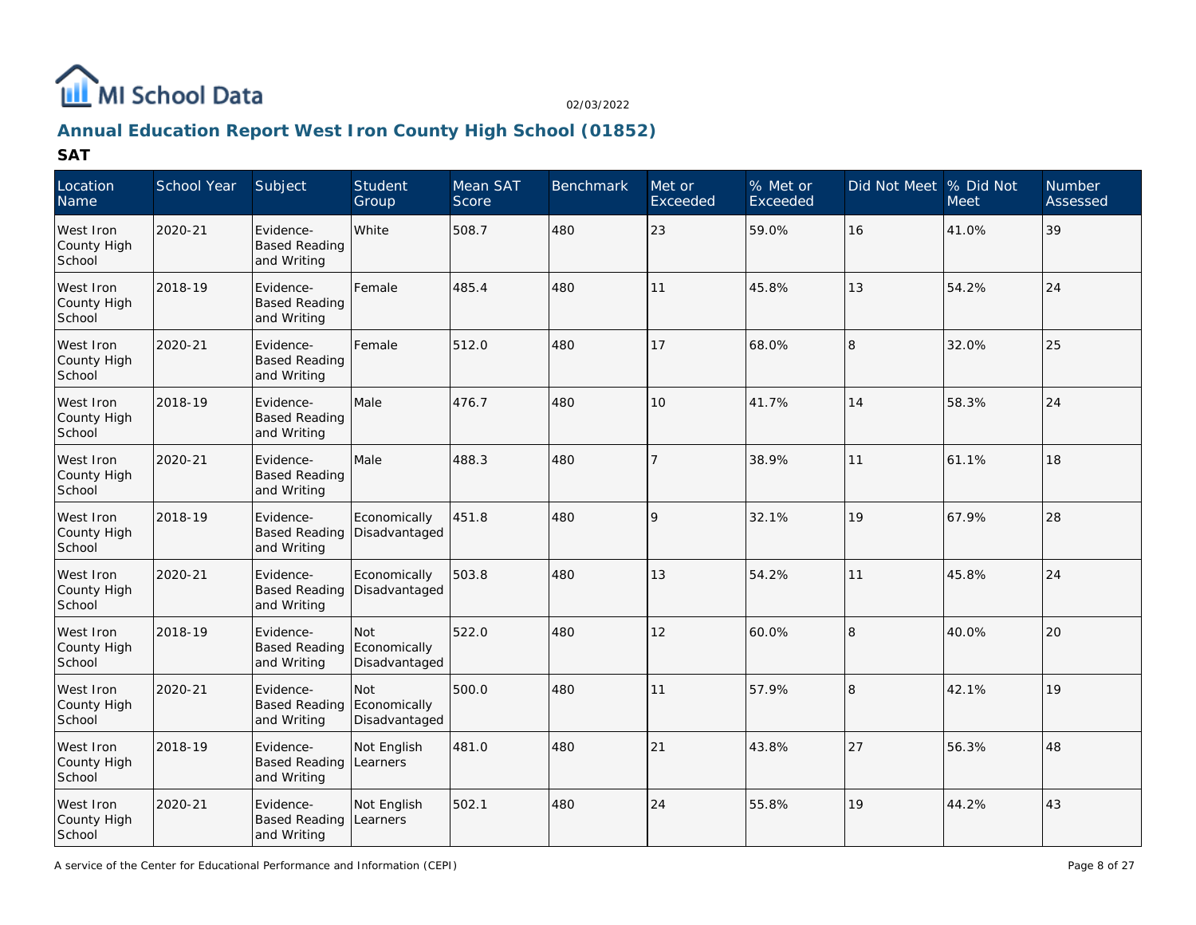# Annual Education Report West Iron County High School (01852)

## SAT

| Location Name | School Year | Subject | Student Group | Mean SAT Score | Benchmark | Met or Exceeded | % Met or Exceeded | Did Not Meet | % Did Not Meet | Number Assessed |
|---|---|---|---|---|---|---|---|---|---|---|
| West Iron County High School | 2020-21 | Evidence-Based Reading and Writing | White | 508.7 | 480 | 23 | 59.0% | 16 | 41.0% | 39 |
| West Iron County High School | 2018-19 | Evidence-Based Reading and Writing | Female | 485.4 | 480 | 11 | 45.8% | 13 | 54.2% | 24 |
| West Iron County High School | 2020-21 | Evidence-Based Reading and Writing | Female | 512.0 | 480 | 17 | 68.0% | 8 | 32.0% | 25 |
| West Iron County High School | 2018-19 | Evidence-Based Reading and Writing | Male | 476.7 | 480 | 10 | 41.7% | 14 | 58.3% | 24 |
| West Iron County High School | 2020-21 | Evidence-Based Reading and Writing | Male | 488.3 | 480 | 7 | 38.9% | 11 | 61.1% | 18 |
| West Iron County High School | 2018-19 | Evidence-Based Reading and Writing | Economically Disadvantaged | 451.8 | 480 | 9 | 32.1% | 19 | 67.9% | 28 |
| West Iron County High School | 2020-21 | Evidence-Based Reading and Writing | Economically Disadvantaged | 503.8 | 480 | 13 | 54.2% | 11 | 45.8% | 24 |
| West Iron County High School | 2018-19 | Evidence-Based Reading and Writing | Not Economically Disadvantaged | 522.0 | 480 | 12 | 60.0% | 8 | 40.0% | 20 |
| West Iron County High School | 2020-21 | Evidence-Based Reading and Writing | Not Economically Disadvantaged | 500.0 | 480 | 11 | 57.9% | 8 | 42.1% | 19 |
| West Iron County High School | 2018-19 | Evidence-Based Reading and Writing | Not English Learners | 481.0 | 480 | 21 | 43.8% | 27 | 56.3% | 48 |
| West Iron County High School | 2020-21 | Evidence-Based Reading and Writing | Not English Learners | 502.1 | 480 | 24 | 55.8% | 19 | 44.2% | 43 |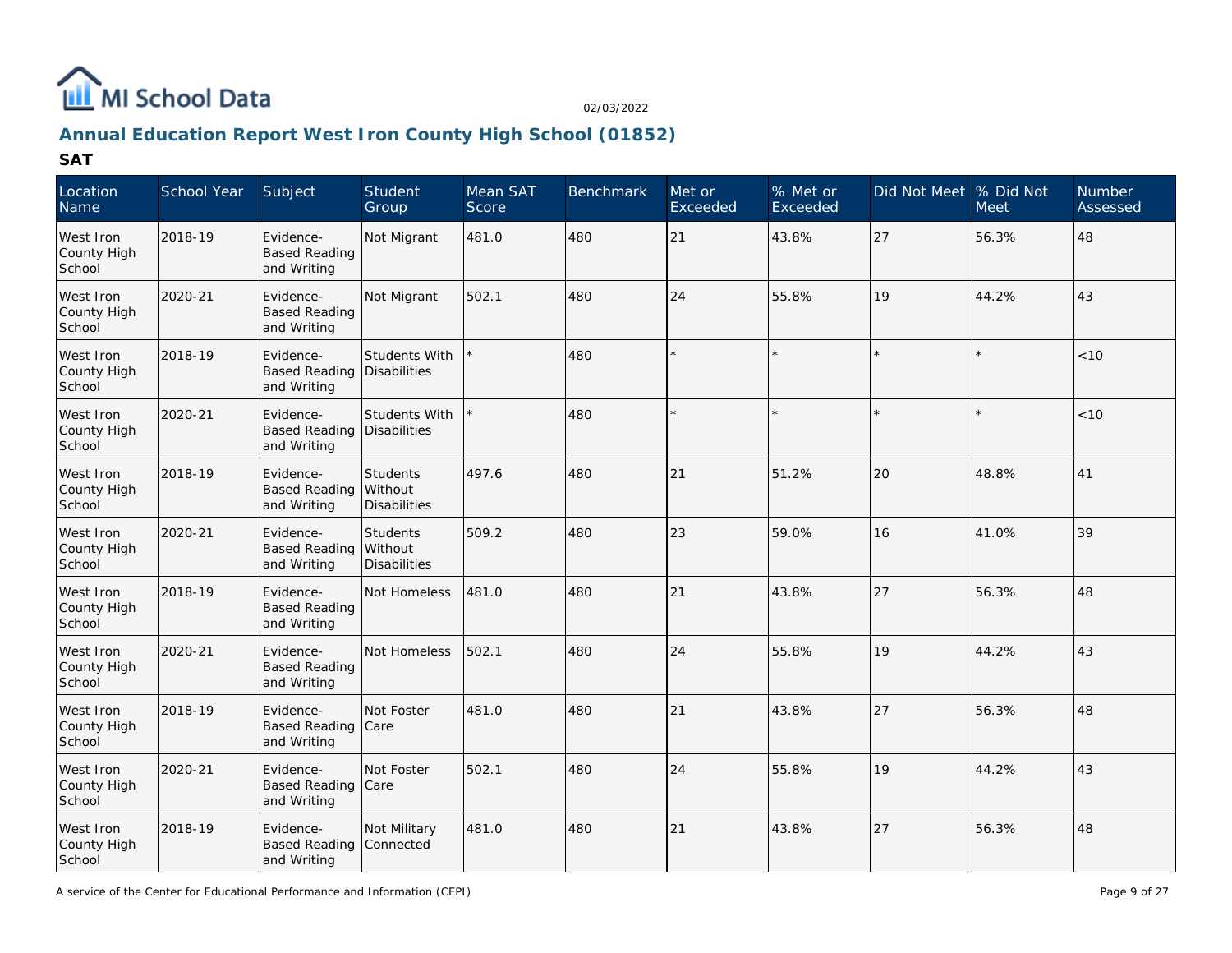# Annual Education Report West Iron County High School (01852)

## SAT

| Location Name | School Year | Subject | Student Group | Mean SAT Score | Benchmark | Met or Exceeded | % Met or Exceeded | Did Not Meet | % Did Not Meet | Number Assessed |
|---|---|---|---|---|---|---|---|---|---|---|
| West Iron County High School | 2018-19 | Evidence-Based Reading and Writing | Not Migrant | 481.0 | 480 | 21 | 43.8% | 27 | 56.3% | 48 |
| West Iron County High School | 2020-21 | Evidence-Based Reading and Writing | Not Migrant | 502.1 | 480 | 24 | 55.8% | 19 | 44.2% | 43 |
| West Iron County High School | 2018-19 | Evidence-Based Reading and Writing | Students With Disabilities | * | 480 | * | * | * | * | <10 |
| West Iron County High School | 2020-21 | Evidence-Based Reading and Writing | Students With Disabilities | * | 480 | * | * | * | * | <10 |
| West Iron County High School | 2018-19 | Evidence-Based Reading and Writing | Students Without Disabilities | 497.6 | 480 | 21 | 51.2% | 20 | 48.8% | 41 |
| West Iron County High School | 2020-21 | Evidence-Based Reading and Writing | Students Without Disabilities | 509.2 | 480 | 23 | 59.0% | 16 | 41.0% | 39 |
| West Iron County High School | 2018-19 | Evidence-Based Reading and Writing | Not Homeless | 481.0 | 480 | 21 | 43.8% | 27 | 56.3% | 48 |
| West Iron County High School | 2020-21 | Evidence-Based Reading and Writing | Not Homeless | 502.1 | 480 | 24 | 55.8% | 19 | 44.2% | 43 |
| West Iron County High School | 2018-19 | Evidence-Based Reading and Writing | Not Foster Care | 481.0 | 480 | 21 | 43.8% | 27 | 56.3% | 48 |
| West Iron County High School | 2020-21 | Evidence-Based Reading and Writing | Not Foster Care | 502.1 | 480 | 24 | 55.8% | 19 | 44.2% | 43 |
| West Iron County High School | 2018-19 | Evidence-Based Reading and Writing | Not Military Connected | 481.0 | 480 | 21 | 43.8% | 27 | 56.3% | 48 |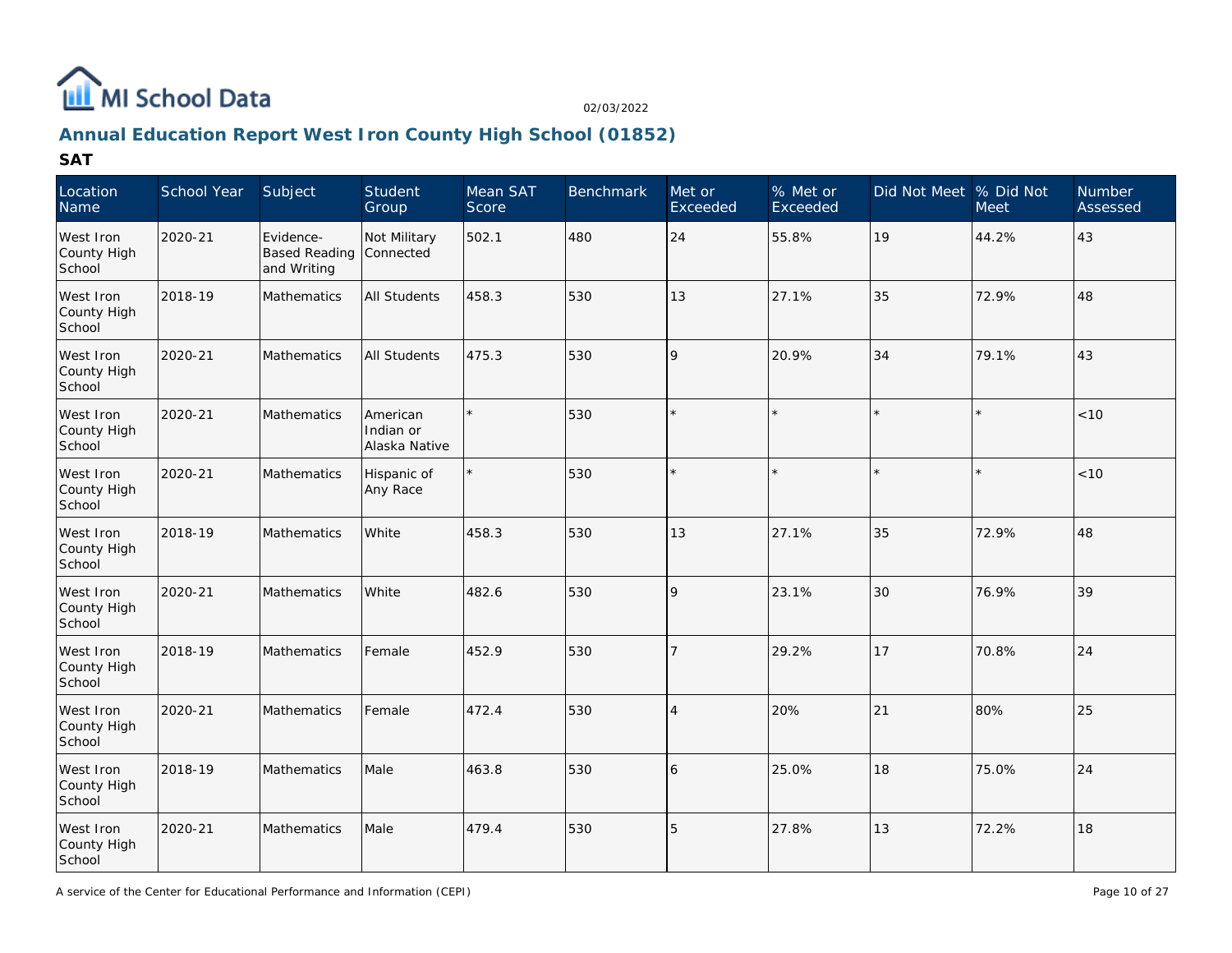## Annual Education Report West Iron County High School (01852)

### SAT

| Location Name | School Year | Subject | Student Group | Mean SAT Score | Benchmark | Met or Exceeded | % Met or Exceeded | Did Not Meet | % Did Not Meet | Number Assessed |
|---|---|---|---|---|---|---|---|---|---|---|
| West Iron County High School | 2020-21 | Evidence-Based Reading and Writing | Not Military Connected | 502.1 | 480 | 24 | 55.8% | 19 | 44.2% | 43 |
| West Iron County High School | 2018-19 | Mathematics | All Students | 458.3 | 530 | 13 | 27.1% | 35 | 72.9% | 48 |
| West Iron County High School | 2020-21 | Mathematics | All Students | 475.3 | 530 | 9 | 20.9% | 34 | 79.1% | 43 |
| West Iron County High School | 2020-21 | Mathematics | American Indian or Alaska Native | * | 530 | * | * | * | * | <10 |
| West Iron County High School | 2020-21 | Mathematics | Hispanic of Any Race | * | 530 | * | * | * | * | <10 |
| West Iron County High School | 2018-19 | Mathematics | White | 458.3 | 530 | 13 | 27.1% | 35 | 72.9% | 48 |
| West Iron County High School | 2020-21 | Mathematics | White | 482.6 | 530 | 9 | 23.1% | 30 | 76.9% | 39 |
| West Iron County High School | 2018-19 | Mathematics | Female | 452.9 | 530 | 7 | 29.2% | 17 | 70.8% | 24 |
| West Iron County High School | 2020-21 | Mathematics | Female | 472.4 | 530 | 4 | 20% | 21 | 80% | 25 |
| West Iron County High School | 2018-19 | Mathematics | Male | 463.8 | 530 | 6 | 25.0% | 18 | 75.0% | 24 |
| West Iron County High School | 2020-21 | Mathematics | Male | 479.4 | 530 | 5 | 27.8% | 13 | 72.2% | 18 |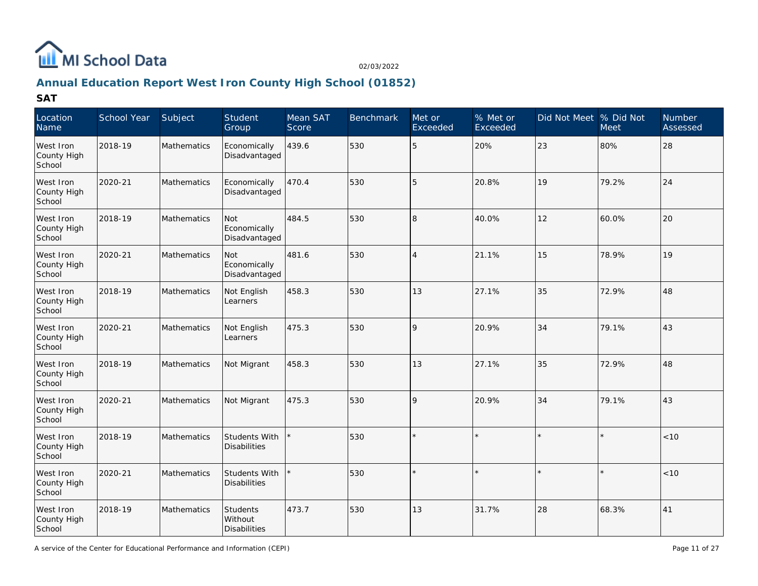# MI School Data

02/03/2022

## Annual Education Report West Iron County High School (01852)

### SAT

| Location Name | School Year | Subject | Student Group | Mean SAT Score | Benchmark | Met or Exceeded | % Met or Exceeded | Did Not Meet | % Did Not Meet | Number Assessed |
|---|---|---|---|---|---|---|---|---|---|---|
| West Iron County High School | 2018-19 | Mathematics | Economically Disadvantaged | 439.6 | 530 | 5 | 20% | 23 | 80% | 28 |
| West Iron County High School | 2020-21 | Mathematics | Economically Disadvantaged | 470.4 | 530 | 5 | 20.8% | 19 | 79.2% | 24 |
| West Iron County High School | 2018-19 | Mathematics | Not Economically Disadvantaged | 484.5 | 530 | 8 | 40.0% | 12 | 60.0% | 20 |
| West Iron County High School | 2020-21 | Mathematics | Not Economically Disadvantaged | 481.6 | 530 | 4 | 21.1% | 15 | 78.9% | 19 |
| West Iron County High School | 2018-19 | Mathematics | Not English Learners | 458.3 | 530 | 13 | 27.1% | 35 | 72.9% | 48 |
| West Iron County High School | 2020-21 | Mathematics | Not English Learners | 475.3 | 530 | 9 | 20.9% | 34 | 79.1% | 43 |
| West Iron County High School | 2018-19 | Mathematics | Not Migrant | 458.3 | 530 | 13 | 27.1% | 35 | 72.9% | 48 |
| West Iron County High School | 2020-21 | Mathematics | Not Migrant | 475.3 | 530 | 9 | 20.9% | 34 | 79.1% | 43 |
| West Iron County High School | 2018-19 | Mathematics | Students With Disabilities | * | 530 | * | * | * | * | <10 |
| West Iron County High School | 2020-21 | Mathematics | Students With Disabilities | * | 530 | * | * | * | * | <10 |
| West Iron County High School | 2018-19 | Mathematics | Students Without Disabilities | 473.7 | 530 | 13 | 31.7% | 28 | 68.3% | 41 |

A service of the Center for Educational Performance and Information (CEPI)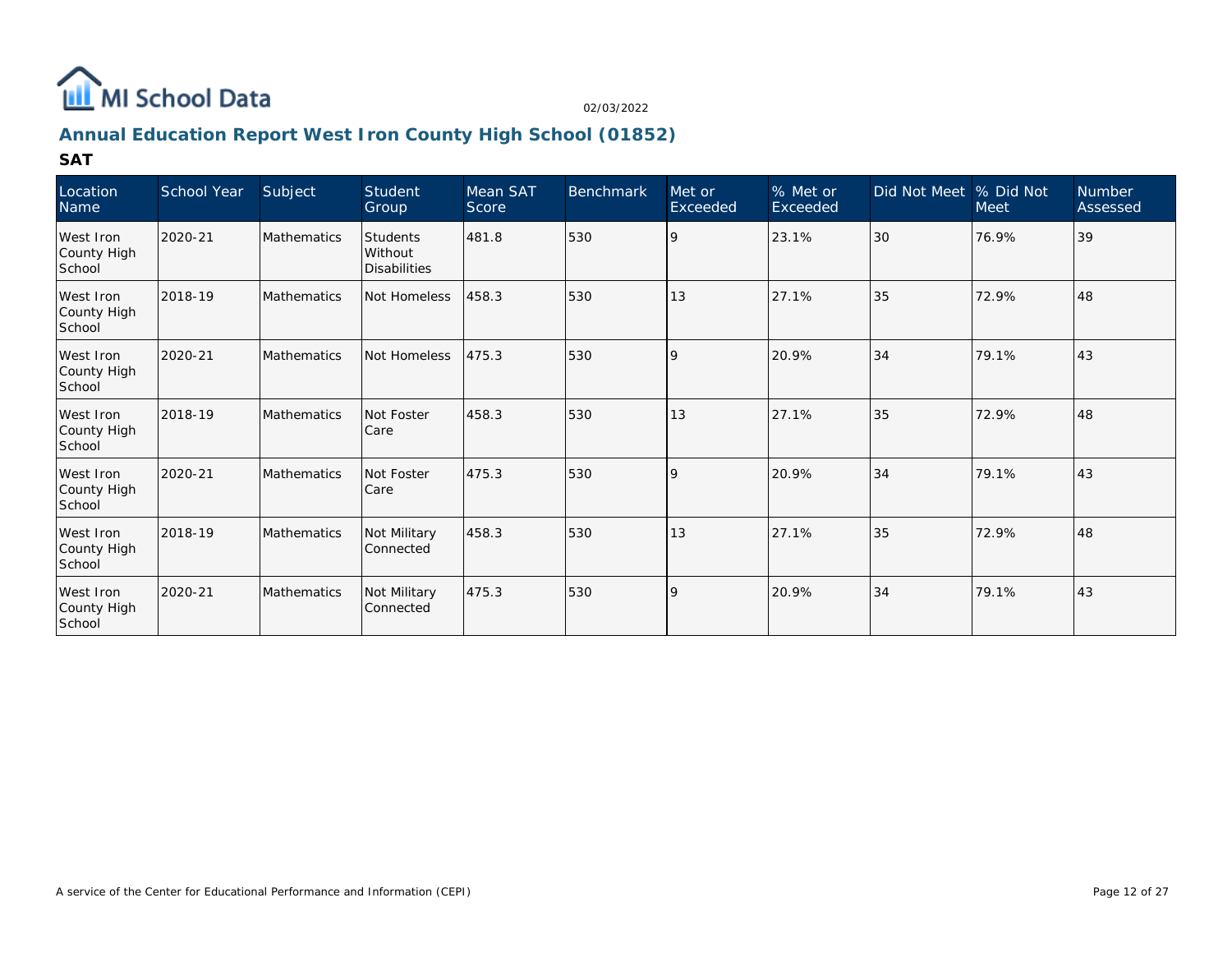MI School Data

02/03/2022

## Annual Education Report West Iron County High School (01852)

### SAT

| Location Name | School Year | Subject | Student Group | Mean SAT Score | Benchmark | Met or Exceeded | % Met or Exceeded | Did Not Meet | % Did Not Meet | Number Assessed |
|---|---|---|---|---|---|---|---|---|---|---|
| West Iron County High School | 2020-21 | Mathematics | Students Without Disabilities | 481.8 | 530 | 9 | 23.1% | 30 | 76.9% | 39 |
| West Iron County High School | 2018-19 | Mathematics | Not Homeless | 458.3 | 530 | 13 | 27.1% | 35 | 72.9% | 48 |
| West Iron County High School | 2020-21 | Mathematics | Not Homeless | 475.3 | 530 | 9 | 20.9% | 34 | 79.1% | 43 |
| West Iron County High School | 2018-19 | Mathematics | Not Foster Care | 458.3 | 530 | 13 | 27.1% | 35 | 72.9% | 48 |
| West Iron County High School | 2020-21 | Mathematics | Not Foster Care | 475.3 | 530 | 9 | 20.9% | 34 | 79.1% | 43 |
| West Iron County High School | 2018-19 | Mathematics | Not Military Connected | 458.3 | 530 | 13 | 27.1% | 35 | 72.9% | 48 |
| West Iron County High School | 2020-21 | Mathematics | Not Military Connected | 475.3 | 530 | 9 | 20.9% | 34 | 79.1% | 43 |

A service of the Center for Educational Performance and Information (CEPI)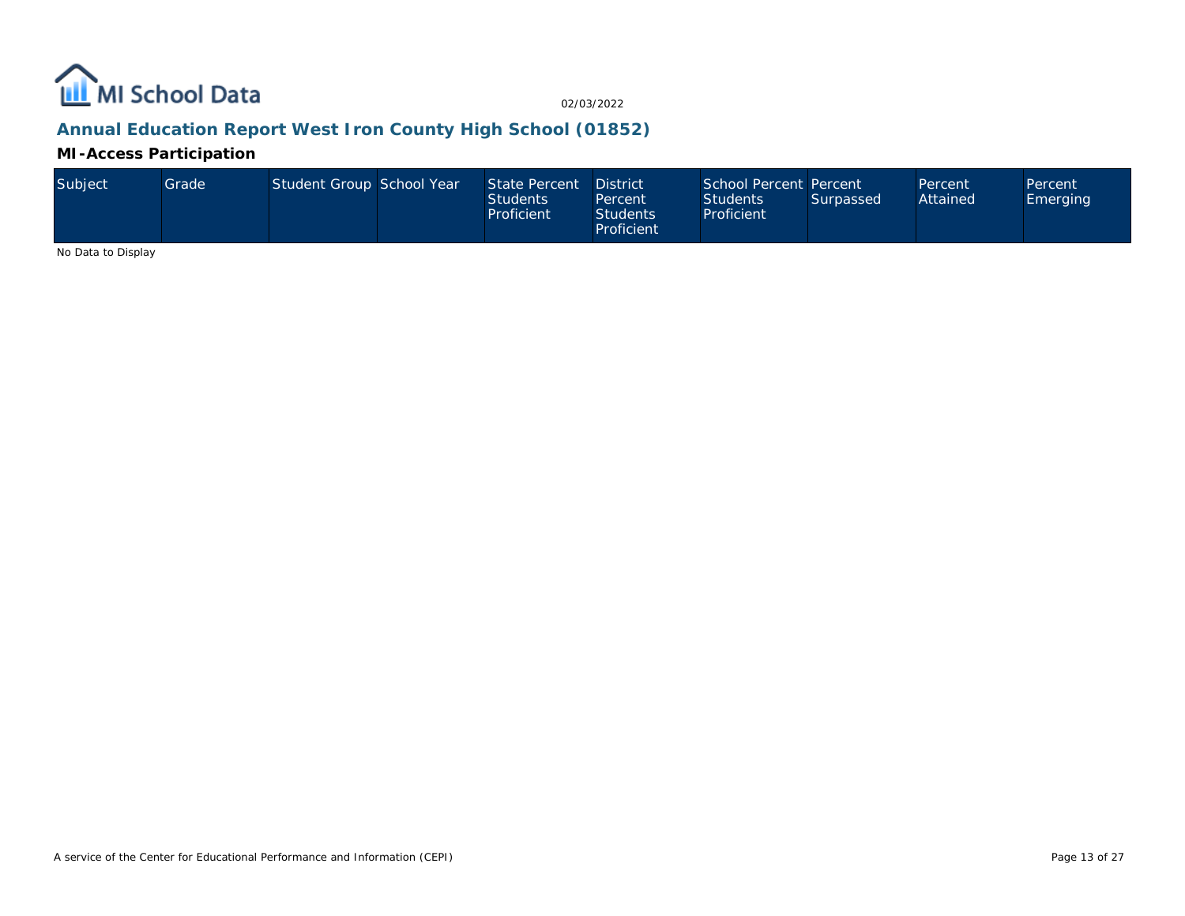## Annual Education Report West Iron County High School (01852)

### MI-Access Participation

| Subject | Grade | Student Group | School Year | State Percent Students Proficient | District Percent Students Proficient | School Percent Students Proficient | Percent Surpassed | Percent Attained | Percent Emerging |
|---|---|---|---|---|---|---|---|---|---|

No Data to Display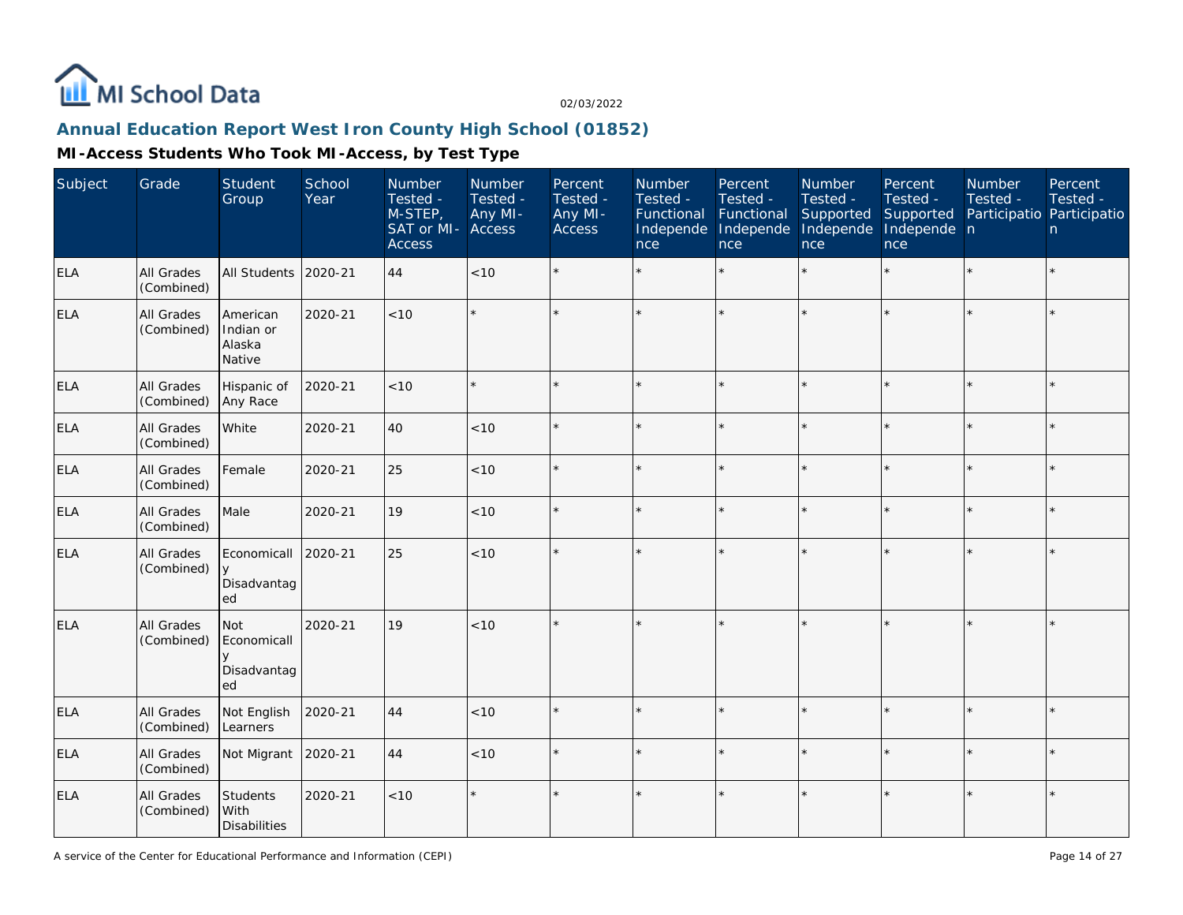MI School Data

02/03/2022

## Annual Education Report West Iron County High School (01852)

### MI-Access Students Who Took MI-Access, by Test Type

| Subject | Grade | Student Group | School Year | Number Tested - M-STEP, SAT or MI-Access | Number Tested - Any MI-Access | Percent Tested - Any MI-Access | Number Tested - Functional Independence | Percent Tested - Functional Independence | Number Tested - Supported Independence | Percent Tested - Supported Independence | Number Tested - Participation | Percent Tested - Participation |
|---|---|---|---|---|---|---|---|---|---|---|---|---|
| ELA | All Grades (Combined) | All Students | 2020-21 | 44 | <10 | * | * | * | * | * | * | * |
| ELA | All Grades (Combined) | American Indian or Alaska Native | 2020-21 | <10 | * | * | * | * | * | * | * | * |
| ELA | All Grades (Combined) | Hispanic of Any Race | 2020-21 | <10 | * | * | * | * | * | * | * | * |
| ELA | All Grades (Combined) | White | 2020-21 | 40 | <10 | * | * | * | * | * | * | * |
| ELA | All Grades (Combined) | Female | 2020-21 | 25 | <10 | * | * | * | * | * | * | * |
| ELA | All Grades (Combined) | Male | 2020-21 | 19 | <10 | * | * | * | * | * | * | * |
| ELA | All Grades (Combined) | Economically Disadvantaged | 2020-21 | 25 | <10 | * | * | * | * | * | * | * |
| ELA | All Grades (Combined) | Not Economically Disadvantaged | 2020-21 | 19 | <10 | * | * | * | * | * | * | * |
| ELA | All Grades (Combined) | Not English Learners | 2020-21 | 44 | <10 | * | * | * | * | * | * | * |
| ELA | All Grades (Combined) | Not Migrant | 2020-21 | 44 | <10 | * | * | * | * | * | * | * |
| ELA | All Grades (Combined) | Students With Disabilities | 2020-21 | <10 | * | * | * | * | * | * | * | * |

A service of the Center for Educational Performance and Information (CEPI)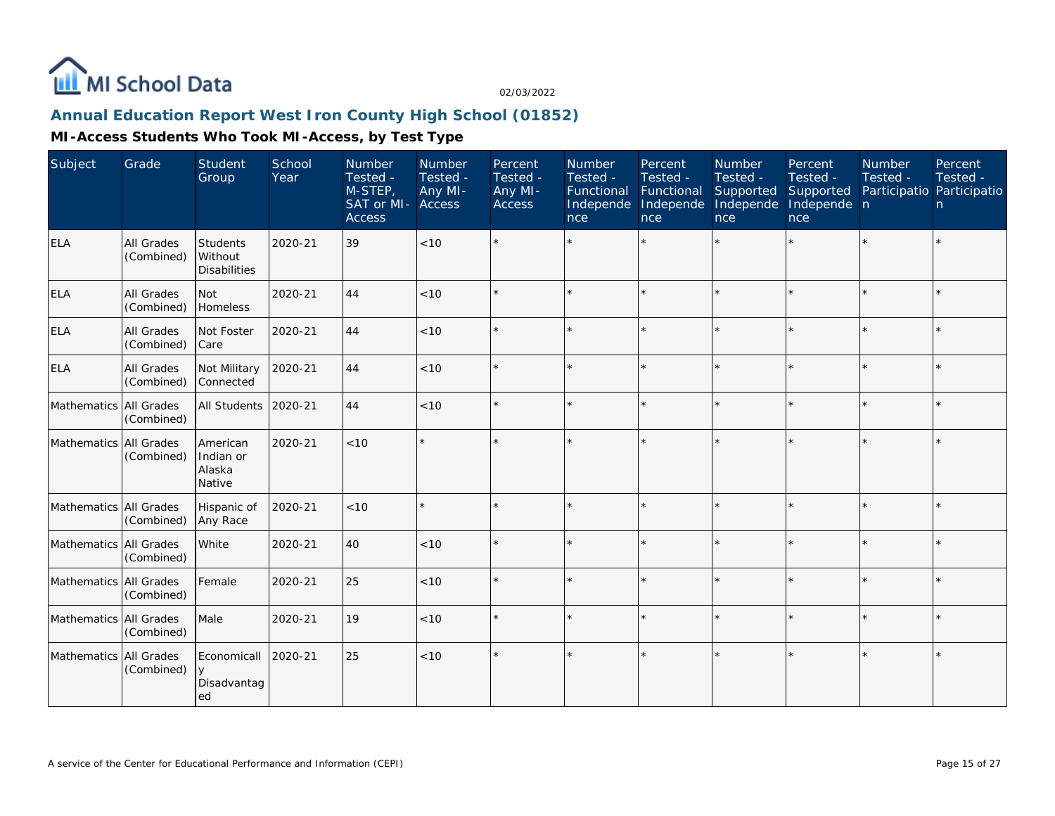## Annual Education Report West Iron County High School (01852)

### MI-Access Students Who Took MI-Access, by Test Type

| Subject | Grade | Student Group | School Year | Number Tested - M-STEP, SAT or MI-Access | Number Tested - Any MI-Access | Percent Tested - Any MI-Access | Number Tested - Functional Independence | Percent Tested - Functional Independence | Number Tested - Supported Independence | Percent Tested - Supported Independence | Number Tested - Participation | Percent Tested - Participation |
|---|---|---|---|---|---|---|---|---|---|---|---|---|
| ELA | All Grades (Combined) | Students Without Disabilities | 2020-21 | 39 | <10 | * | * | * | * | * | * | * |
| ELA | All Grades (Combined) | Not Homeless | 2020-21 | 44 | <10 | * | * | * | * | * | * | * |
| ELA | All Grades (Combined) | Not Foster Care | 2020-21 | 44 | <10 | * | * | * | * | * | * | * |
| ELA | All Grades (Combined) | Not Military Connected | 2020-21 | 44 | <10 | * | * | * | * | * | * | * |
| Mathematics | All Grades (Combined) | All Students | 2020-21 | 44 | <10 | * | * | * | * | * | * | * |
| Mathematics | All Grades (Combined) | American Indian or Alaska Native | 2020-21 | <10 | * | * | * | * | * | * | * | * |
| Mathematics | All Grades (Combined) | Hispanic of Any Race | 2020-21 | <10 | * | * | * | * | * | * | * | * |
| Mathematics | All Grades (Combined) | White | 2020-21 | 40 | <10 | * | * | * | * | * | * | * |
| Mathematics | All Grades (Combined) | Female | 2020-21 | 25 | <10 | * | * | * | * | * | * | * |
| Mathematics | All Grades (Combined) | Male | 2020-21 | 19 | <10 | * | * | * | * | * | * | * |
| Mathematics | All Grades (Combined) | Economically Disadvantaged | 2020-21 | 25 | <10 | * | * | * | * | * | * | * |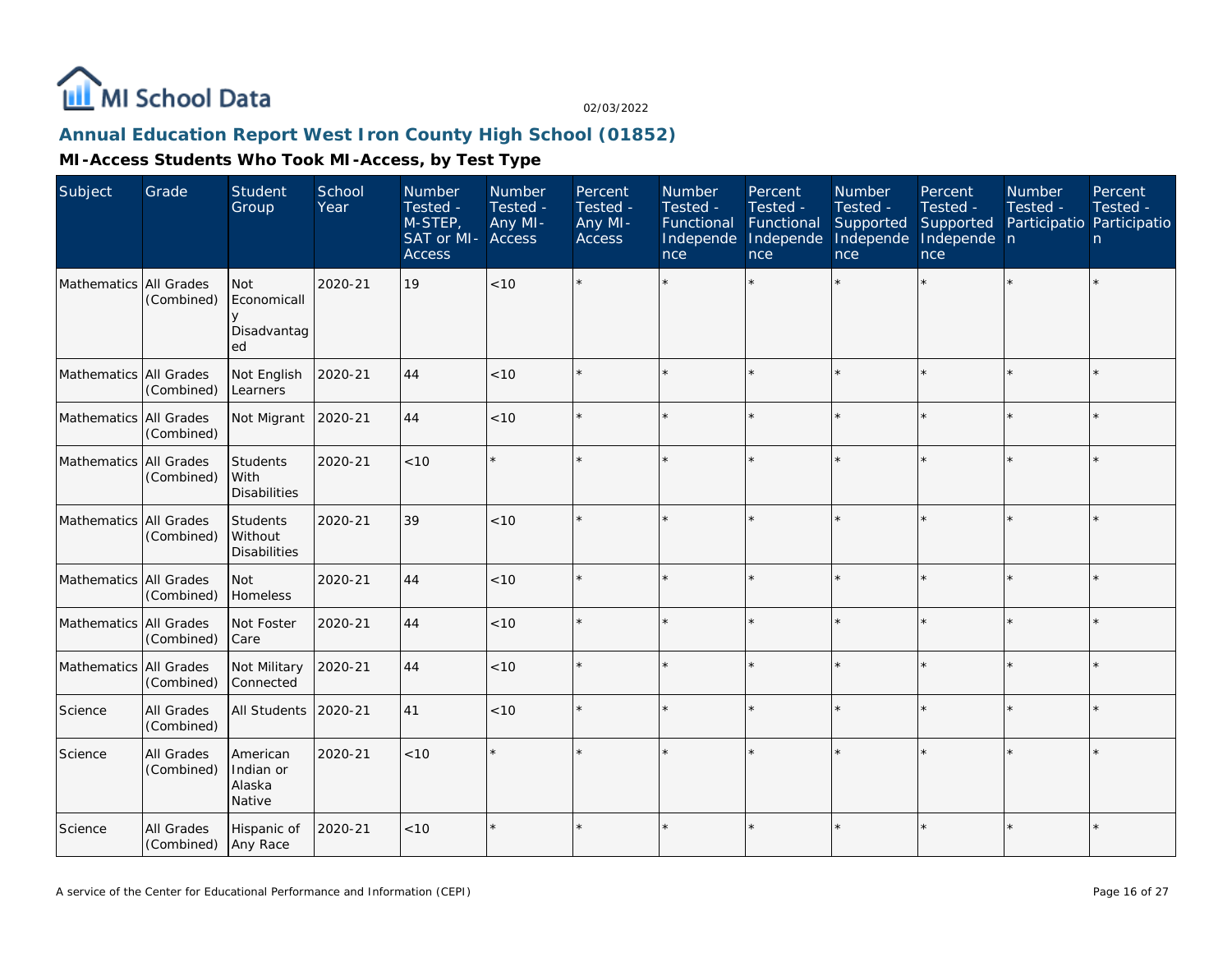## Annual Education Report West Iron County High School (01852)

### MI-Access Students Who Took MI-Access, by Test Type

| Subject | Grade | Student Group | School Year | Number Tested - M-STEP, SAT or MI-Access | Number Tested - Any MI-Access | Percent Tested - Any MI-Access | Number Tested - Functional Independence | Percent Tested - Functional Independence | Number Tested - Supported Independence | Percent Tested - Supported Independence | Number Tested - Participation | Percent Tested - Participation |
|---|---|---|---|---|---|---|---|---|---|---|---|---|
| Mathematics | All Grades (Combined) | Not Economically Disadvantaged | 2020-21 | 19 | <10 | * | * | * | * | * | * | * |
| Mathematics | All Grades (Combined) | Not English Learners | 2020-21 | 44 | <10 | * | * | * | * | * | * | * |
| Mathematics | All Grades (Combined) | Not Migrant | 2020-21 | 44 | <10 | * | * | * | * | * | * | * |
| Mathematics | All Grades (Combined) | Students With Disabilities | 2020-21 | <10 | * | * | * | * | * | * | * | * |
| Mathematics | All Grades (Combined) | Students Without Disabilities | 2020-21 | 39 | <10 | * | * | * | * | * | * | * |
| Mathematics | All Grades (Combined) | Not Homeless | 2020-21 | 44 | <10 | * | * | * | * | * | * | * |
| Mathematics | All Grades (Combined) | Not Foster Care | 2020-21 | 44 | <10 | * | * | * | * | * | * | * |
| Mathematics | All Grades (Combined) | Not Military Connected | 2020-21 | 44 | <10 | * | * | * | * | * | * | * |
| Science | All Grades (Combined) | All Students | 2020-21 | 41 | <10 | * | * | * | * | * | * | * |
| Science | All Grades (Combined) | American Indian or Alaska Native | 2020-21 | <10 | * | * | * | * | * | * | * | * |
| Science | All Grades (Combined) | Hispanic of Any Race | 2020-21 | <10 | * | * | * | * | * | * | * | * |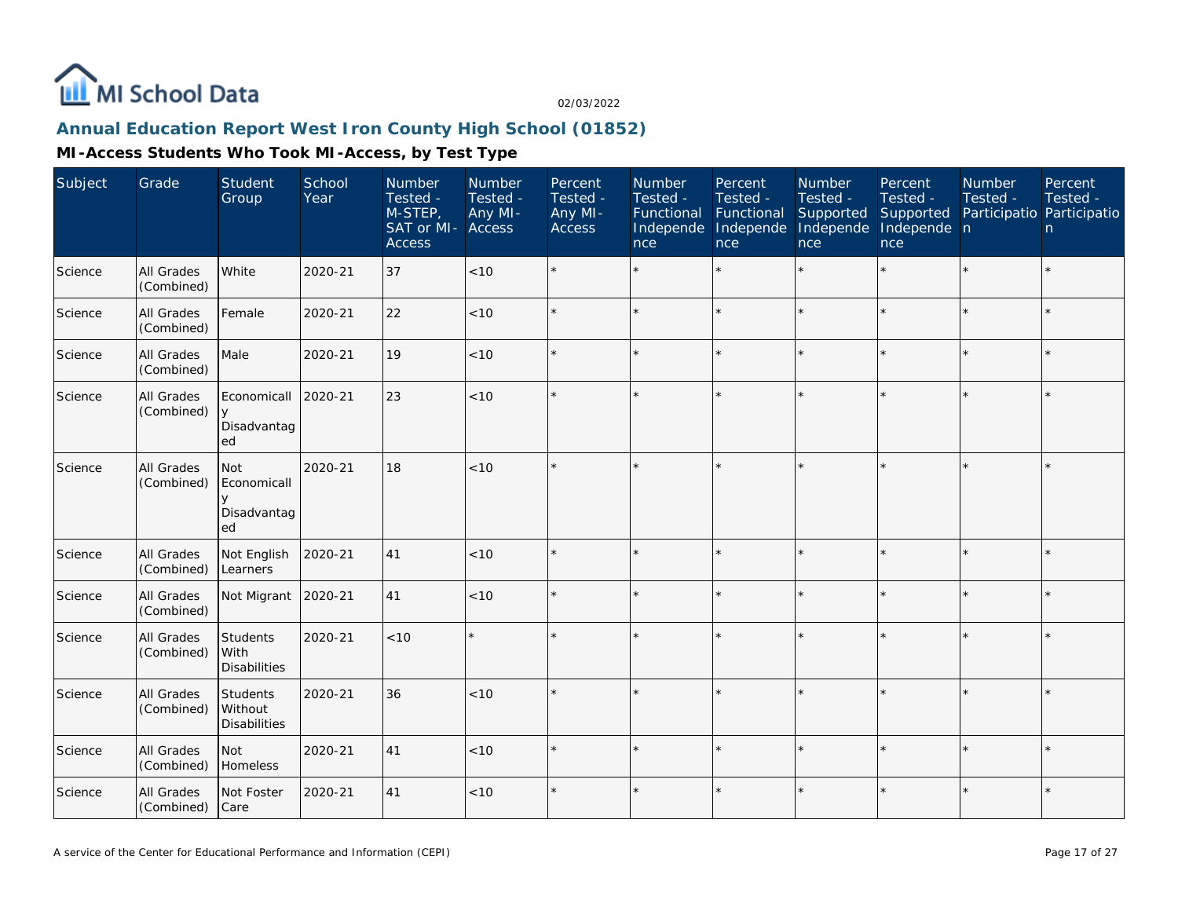## Annual Education Report West Iron County High School (01852)

### MI-Access Students Who Took MI-Access, by Test Type

| Subject | Grade | Student Group | School Year | Number Tested - M-STEP, SAT or MI-Access | Number Tested - Any MI-Access | Percent Tested - Any MI-Access | Number Tested - Functional Independence | Percent Tested - Functional Independence | Number Tested - Supported Independence | Percent Tested - Supported Independence | Number Tested - Participation | Percent Tested - Participation |
|---|---|---|---|---|---|---|---|---|---|---|---|---|
| Science | All Grades (Combined) | White | 2020-21 | 37 | <10 | * | * | * | * | * | * | * |
| Science | All Grades (Combined) | Female | 2020-21 | 22 | <10 | * | * | * | * | * | * | * |
| Science | All Grades (Combined) | Male | 2020-21 | 19 | <10 | * | * | * | * | * | * | * |
| Science | All Grades (Combined) | Economically Disadvantaged | 2020-21 | 23 | <10 | * | * | * | * | * | * | * |
| Science | All Grades (Combined) | Not Economically Disadvantaged | 2020-21 | 18 | <10 | * | * | * | * | * | * | * |
| Science | All Grades (Combined) | Not English Learners | 2020-21 | 41 | <10 | * | * | * | * | * | * | * |
| Science | All Grades (Combined) | Not Migrant | 2020-21 | 41 | <10 | * | * | * | * | * | * | * |
| Science | All Grades (Combined) | Students With Disabilities | 2020-21 | <10 | * | * | * | * | * | * | * | * |
| Science | All Grades (Combined) | Students Without Disabilities | 2020-21 | 36 | <10 | * | * | * | * | * | * | * |
| Science | All Grades (Combined) | Not Homeless | 2020-21 | 41 | <10 | * | * | * | * | * | * | * |
| Science | All Grades (Combined) | Not Foster Care | 2020-21 | 41 | <10 | * | * | * | * | * | * | * |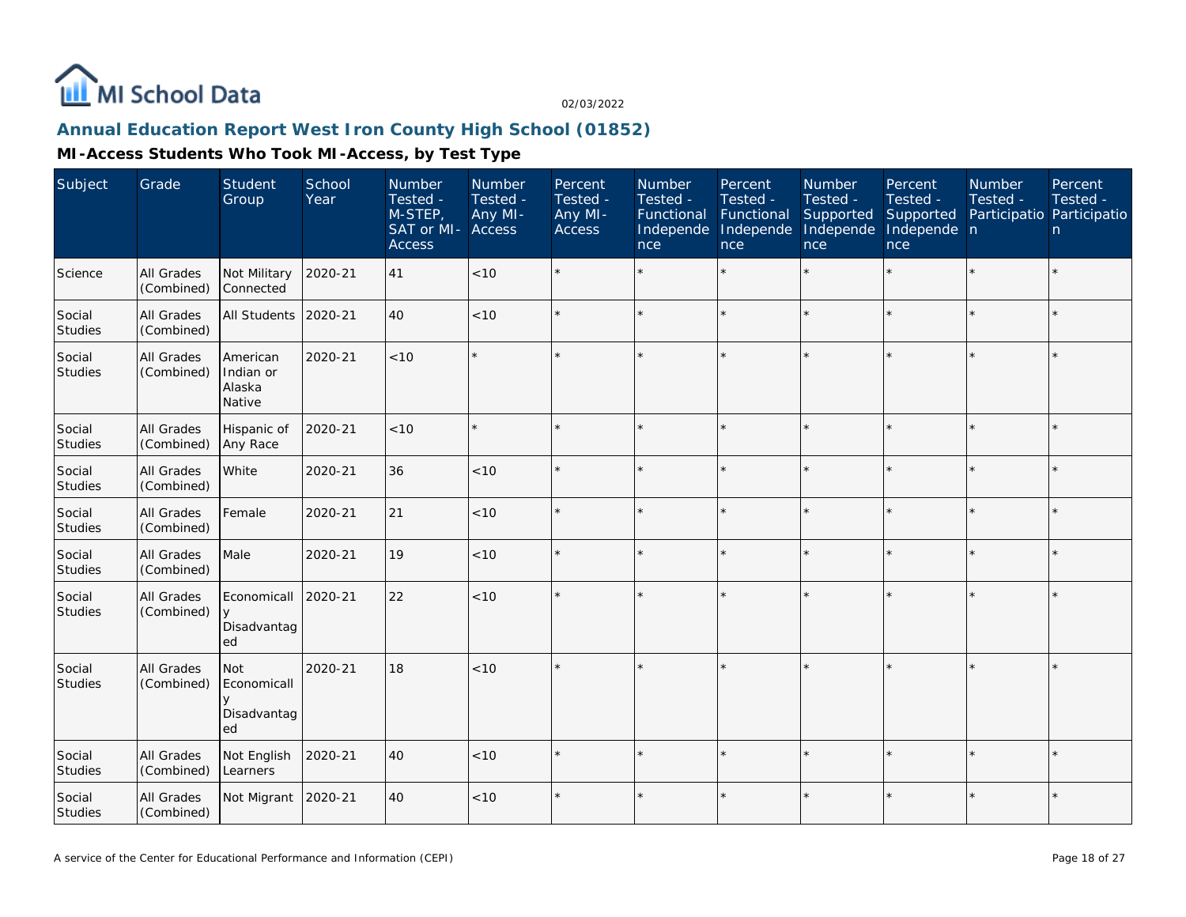## Annual Education Report West Iron County High School (01852)

### MI-Access Students Who Took MI-Access, by Test Type

| Subject | Grade | Student Group | School Year | Number Tested - M-STEP, SAT or MI-Access | Number Tested - Any MI-Access | Percent Tested - Any MI-Access | Number Tested - Functional Independence | Percent Tested - Functional Independence | Number Tested - Supported Independence | Percent Tested - Supported Independence | Number Tested - Participation | Percent Tested - Participation |
|---|---|---|---|---|---|---|---|---|---|---|---|---|
| Science | All Grades (Combined) | Not Military Connected | 2020-21 | 41 | <10 | * | * | * | * | * | * | * |
| Social Studies | All Grades (Combined) | All Students | 2020-21 | 40 | <10 | * | * | * | * | * | * | * |
| Social Studies | All Grades (Combined) | American Indian or Alaska Native | 2020-21 | <10 | * | * | * | * | * | * | * | * |
| Social Studies | All Grades (Combined) | Hispanic of Any Race | 2020-21 | <10 | * | * | * | * | * | * | * | * |
| Social Studies | All Grades (Combined) | White | 2020-21 | 36 | <10 | * | * | * | * | * | * | * |
| Social Studies | All Grades (Combined) | Female | 2020-21 | 21 | <10 | * | * | * | * | * | * | * |
| Social Studies | All Grades (Combined) | Male | 2020-21 | 19 | <10 | * | * | * | * | * | * | * |
| Social Studies | All Grades (Combined) | Economically Disadvantaged | 2020-21 | 22 | <10 | * | * | * | * | * | * | * |
| Social Studies | All Grades (Combined) | Not Economically Disadvantaged | 2020-21 | 18 | <10 | * | * | * | * | * | * | * |
| Social Studies | All Grades (Combined) | Not English Learners | 2020-21 | 40 | <10 | * | * | * | * | * | * | * |
| Social Studies | All Grades (Combined) | Not Migrant | 2020-21 | 40 | <10 | * | * | * | * | * | * | * |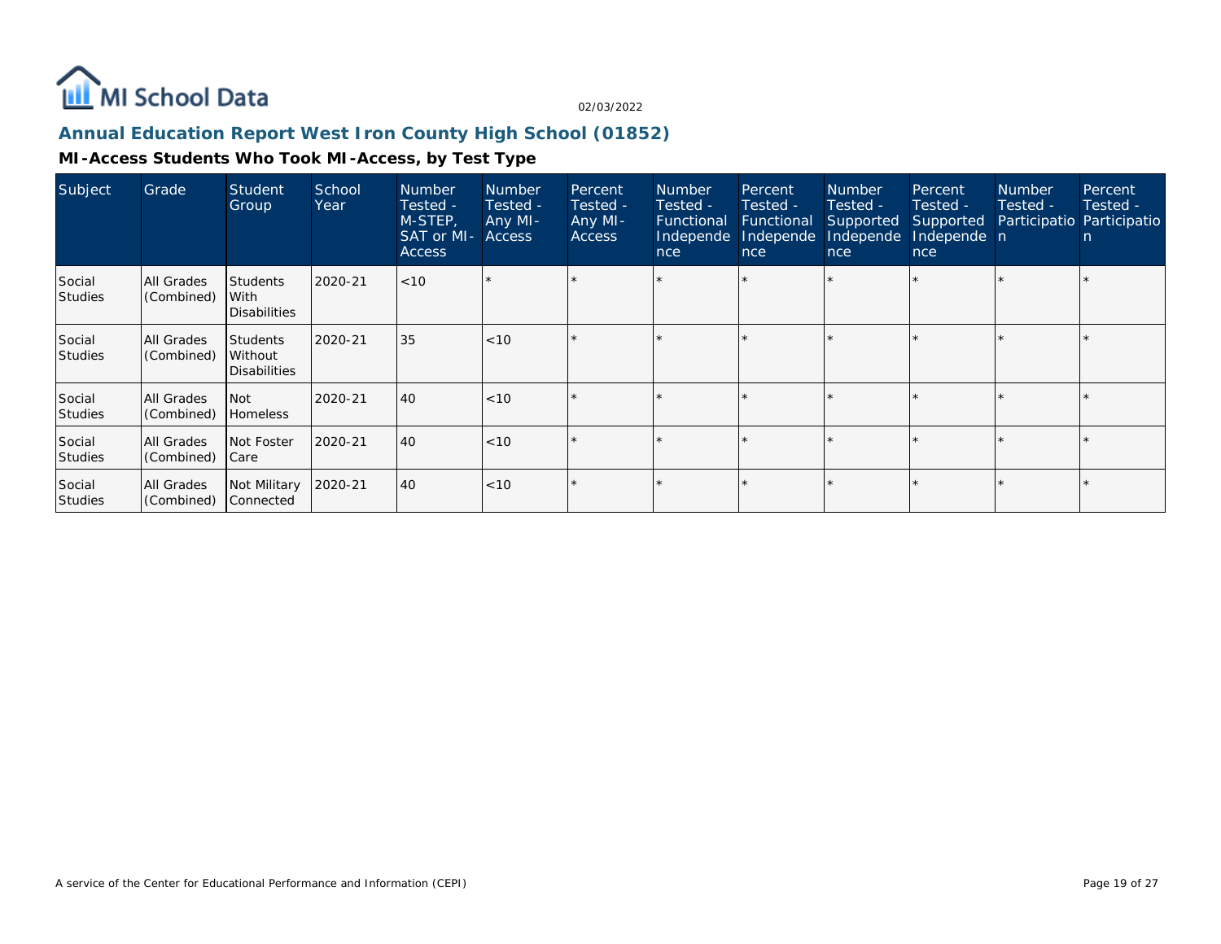## Annual Education Report West Iron County High School (01852)

### MI-Access Students Who Took MI-Access, by Test Type

| Subject | Grade | Student Group | School Year | Number Tested - M-STEP, SAT or MI-Access | Number Tested - Any MI-Access | Percent Tested - Any MI-Access | Number Tested - Functional Independence | Percent Tested - Functional Independence | Number Tested - Supported Independence | Percent Tested - Supported Independence | Number Tested - Participation | Percent Tested - Participation |
|---|---|---|---|---|---|---|---|---|---|---|---|---|
| Social Studies | All Grades (Combined) | Students With Disabilities | 2020-21 | <10 | * | * | * | * | * | * | * | * |
| Social Studies | All Grades (Combined) | Students Without Disabilities | 2020-21 | 35 | <10 | * | * | * | * | * | * | * |
| Social Studies | All Grades (Combined) | Not Homeless | 2020-21 | 40 | <10 | * | * | * | * | * | * | * |
| Social Studies | All Grades (Combined) | Not Foster Care | 2020-21 | 40 | <10 | * | * | * | * | * | * | * |
| Social Studies | All Grades (Combined) | Not Military Connected | 2020-21 | 40 | <10 | * | * | * | * | * | * | * |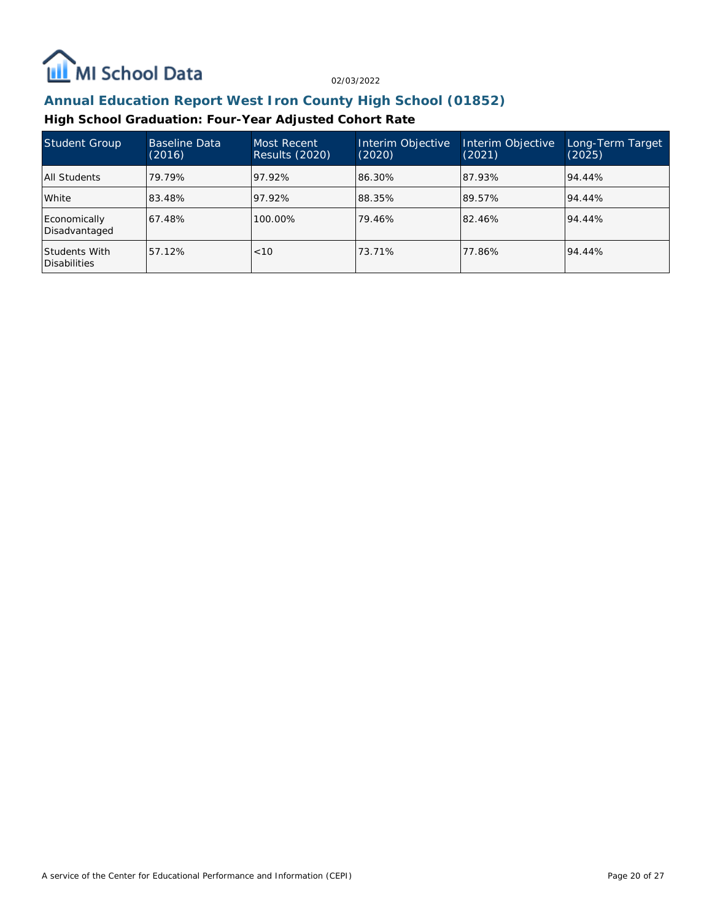## Annual Education Report West Iron County High School (01852)

### High School Graduation: Four-Year Adjusted Cohort Rate

| Student Group | Baseline Data (2016) | Most Recent Results (2020) | Interim Objective (2020) | Interim Objective (2021) | Long-Term Target (2025) |
|---|---|---|---|---|---|
| All Students | 79.79% | 97.92% | 86.30% | 87.93% | 94.44% |
| White | 83.48% | 97.92% | 88.35% | 89.57% | 94.44% |
| Economically Disadvantaged | 67.48% | 100.00% | 79.46% | 82.46% | 94.44% |
| Students With Disabilities | 57.12% | <10 | 73.71% | 77.86% | 94.44% |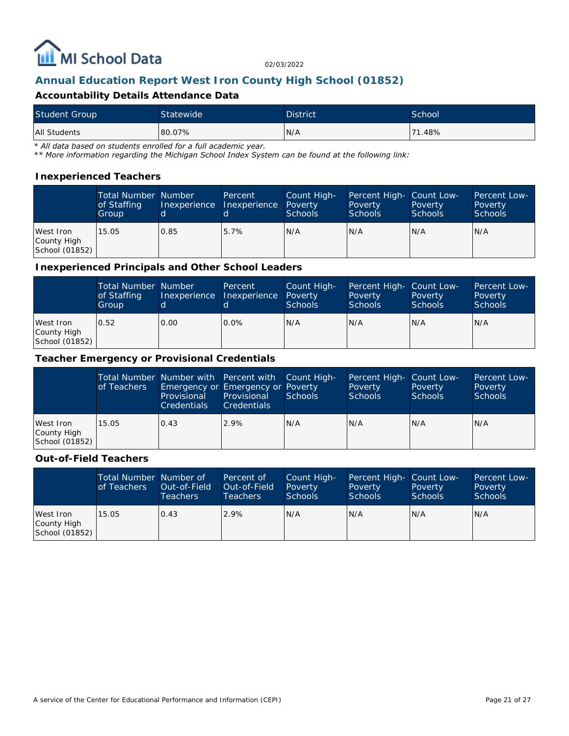## Annual Education Report West Iron County High School (01852)

### Accountability Details Attendance Data

| Student Group | Statewide | District | School |
| --- | --- | --- | --- |
| All Students | 80.07% | N/A | 71.48% |

*\* All data based on students enrolled for a full academic year.*
*\*\* More information regarding the Michigan School Index System can be found at the following link:*

### Inexperienced Teachers

| | Total Number of Staffing Group | Number Inexperienced | Percent Inexperienced | Count High-Poverty Schools | Percent High-Poverty Schools | Count Low-Poverty Schools | Percent Low-Poverty Schools |
| --- | --- | --- | --- | --- | --- | --- | --- |
| West Iron County High School (01852) | 15.05 | 0.85 | 5.7% | N/A | N/A | N/A | N/A |

### Inexperienced Principals and Other School Leaders

| | Total Number of Staffing Group | Number Inexperienced | Percent Inexperienced | Count High-Poverty Schools | Percent High-Poverty Schools | Count Low-Poverty Schools | Percent Low-Poverty Schools |
| --- | --- | --- | --- | --- | --- | --- | --- |
| West Iron County High School (01852) | 0.52 | 0.00 | 0.0% | N/A | N/A | N/A | N/A |

### Teacher Emergency or Provisional Credentials

| | Total Number of Teachers | Number with Emergency or Provisional Credentials | Percent with Emergency or Provisional Credentials | Count High-Poverty Schools | Percent High-Poverty Schools | Count Low-Poverty Schools | Percent Low-Poverty Schools |
| --- | --- | --- | --- | --- | --- | --- | --- |
| West Iron County High School (01852) | 15.05 | 0.43 | 2.9% | N/A | N/A | N/A | N/A |

### Out-of-Field Teachers

| | Total Number of Teachers | Number of Out-of-Field Teachers | Percent of Out-of-Field Teachers | Count High-Poverty Schools | Percent High-Poverty Schools | Count Low-Poverty Schools | Percent Low-Poverty Schools |
| --- | --- | --- | --- | --- | --- | --- | --- |
| West Iron County High School (01852) | 15.05 | 0.43 | 2.9% | N/A | N/A | N/A | N/A |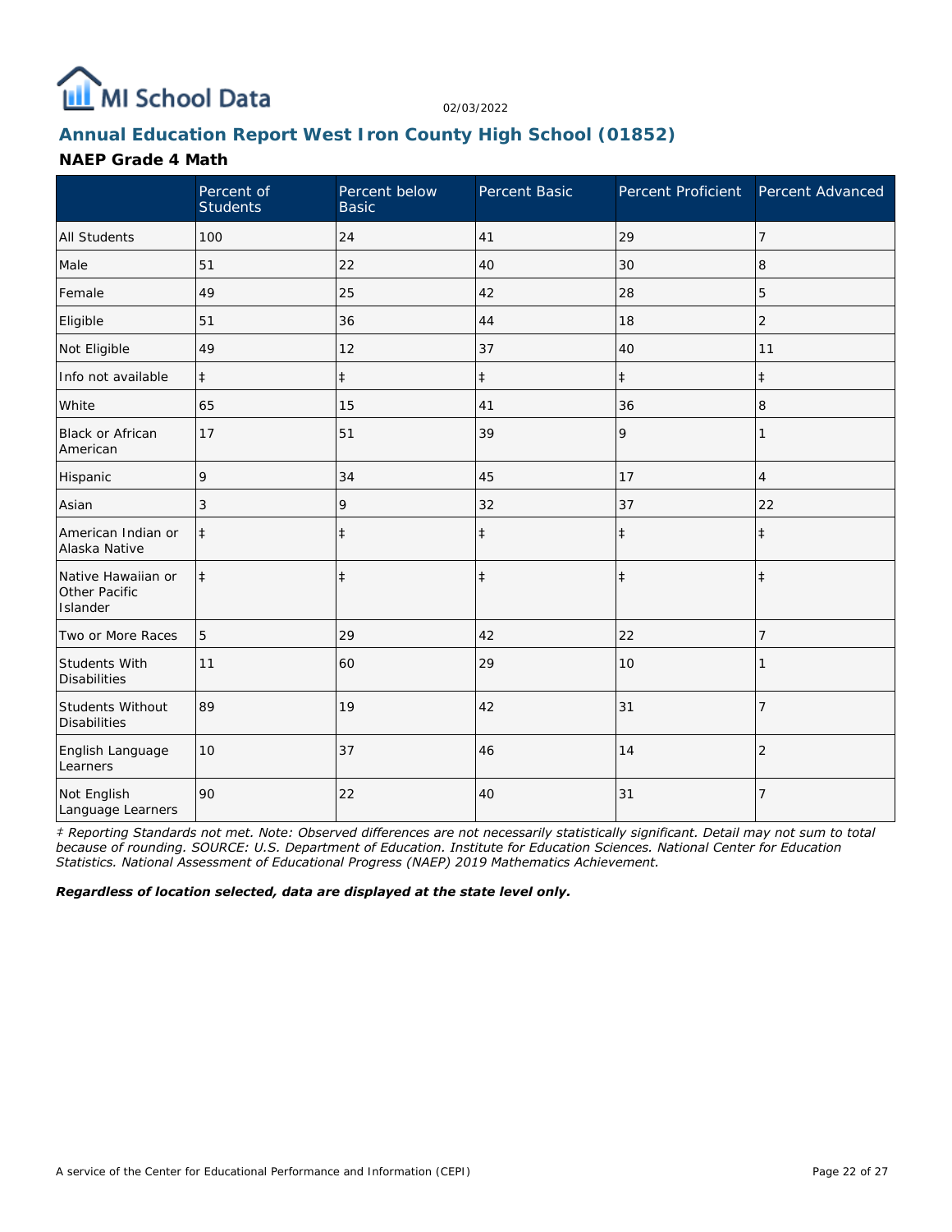02/03/2022

## Annual Education Report West Iron County High School (01852)

### NAEP Grade 4 Math

| | Percent of Students | Percent below Basic | Percent Basic | Percent Proficient | Percent Advanced |
|---|---|---|---|---|---|
| All Students | 100 | 24 | 41 | 29 | 7 |
| Male | 51 | 22 | 40 | 30 | 8 |
| Female | 49 | 25 | 42 | 28 | 5 |
| Eligible | 51 | 36 | 44 | 18 | 2 |
| Not Eligible | 49 | 12 | 37 | 40 | 11 |
| Info not available | ‡ | ‡ | ‡ | ‡ | ‡ |
| White | 65 | 15 | 41 | 36 | 8 |
| Black or African American | 17 | 51 | 39 | 9 | 1 |
| Hispanic | 9 | 34 | 45 | 17 | 4 |
| Asian | 3 | 9 | 32 | 37 | 22 |
| American Indian or Alaska Native | ‡ | ‡ | ‡ | ‡ | ‡ |
| Native Hawaiian or Other Pacific Islander | ‡ | ‡ | ‡ | ‡ | ‡ |
| Two or More Races | 5 | 29 | 42 | 22 | 7 |
| Students With Disabilities | 11 | 60 | 29 | 10 | 1 |
| Students Without Disabilities | 89 | 19 | 42 | 31 | 7 |
| English Language Learners | 10 | 37 | 46 | 14 | 2 |
| Not English Language Learners | 90 | 22 | 40 | 31 | 7 |

*‡ Reporting Standards not met. Note: Observed differences are not necessarily statistically significant. Detail may not sum to total because of rounding. SOURCE: U.S. Department of Education. Institute for Education Sciences. National Center for Education Statistics. National Assessment of Educational Progress (NAEP) 2019 Mathematics Achievement.*

***Regardless of location selected, data are displayed at the state level only.***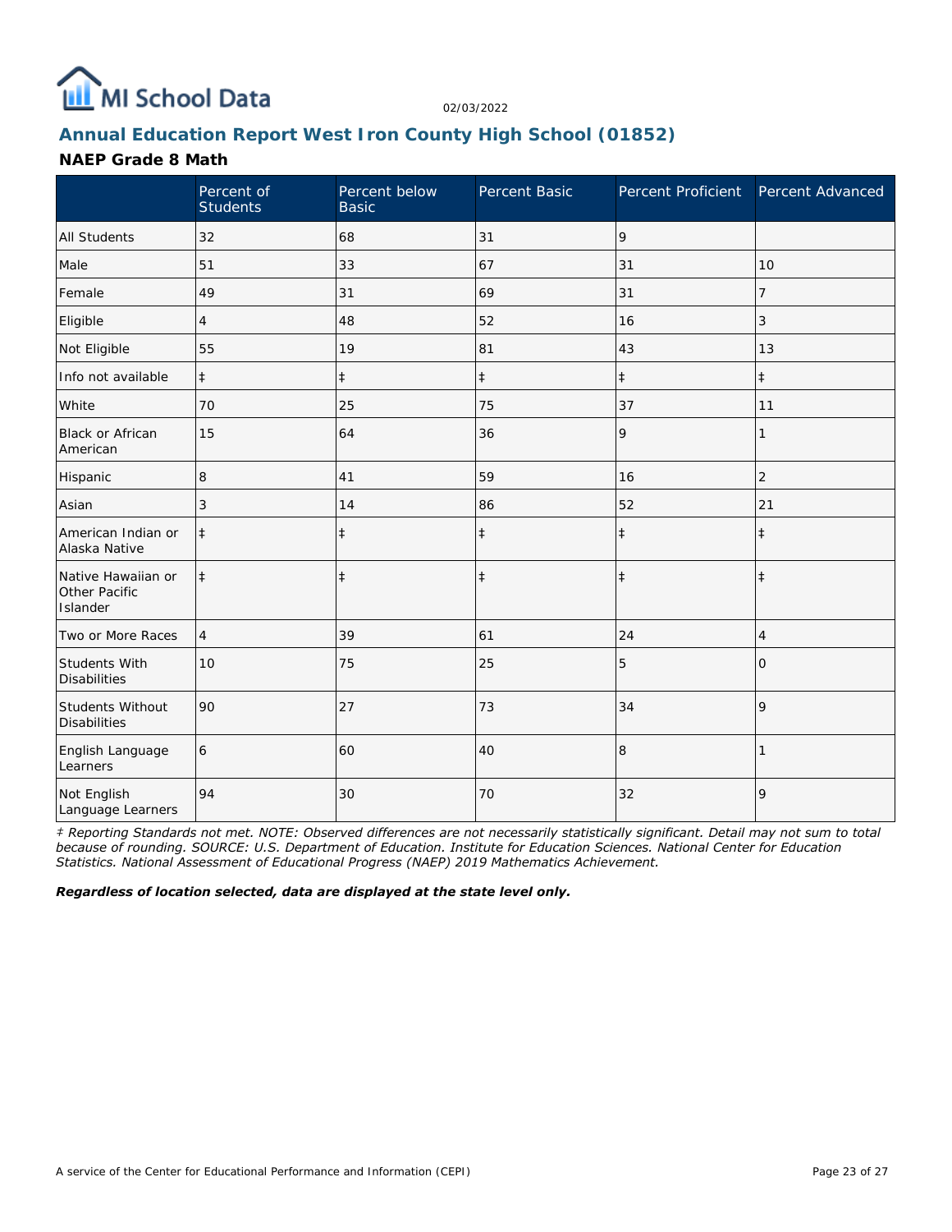MI School Data

02/03/2022

## Annual Education Report West Iron County High School (01852)

### NAEP Grade 8 Math

| | Percent of Students | Percent below Basic | Percent Basic | Percent Proficient | Percent Advanced |
|---|---|---|---|---|---|
| All Students | 32 | 68 | 31 | 9 | |
| Male | 51 | 33 | 67 | 31 | 10 |
| Female | 49 | 31 | 69 | 31 | 7 |
| Eligible | 4 | 48 | 52 | 16 | 3 |
| Not Eligible | 55 | 19 | 81 | 43 | 13 |
| Info not available | ‡ | ‡ | ‡ | ‡ | ‡ |
| White | 70 | 25 | 75 | 37 | 11 |
| Black or African American | 15 | 64 | 36 | 9 | 1 |
| Hispanic | 8 | 41 | 59 | 16 | 2 |
| Asian | 3 | 14 | 86 | 52 | 21 |
| American Indian or Alaska Native | ‡ | ‡ | ‡ | ‡ | ‡ |
| Native Hawaiian or Other Pacific Islander | ‡ | ‡ | ‡ | ‡ | ‡ |
| Two or More Races | 4 | 39 | 61 | 24 | 4 |
| Students With Disabilities | 10 | 75 | 25 | 5 | 0 |
| Students Without Disabilities | 90 | 27 | 73 | 34 | 9 |
| English Language Learners | 6 | 60 | 40 | 8 | 1 |
| Not English Language Learners | 94 | 30 | 70 | 32 | 9 |

*‡ Reporting Standards not met. NOTE: Observed differences are not necessarily statistically significant. Detail may not sum to total because of rounding. SOURCE: U.S. Department of Education. Institute for Education Sciences. National Center for Education Statistics. National Assessment of Educational Progress (NAEP) 2019 Mathematics Achievement.*

***Regardless of location selected, data are displayed at the state level only.***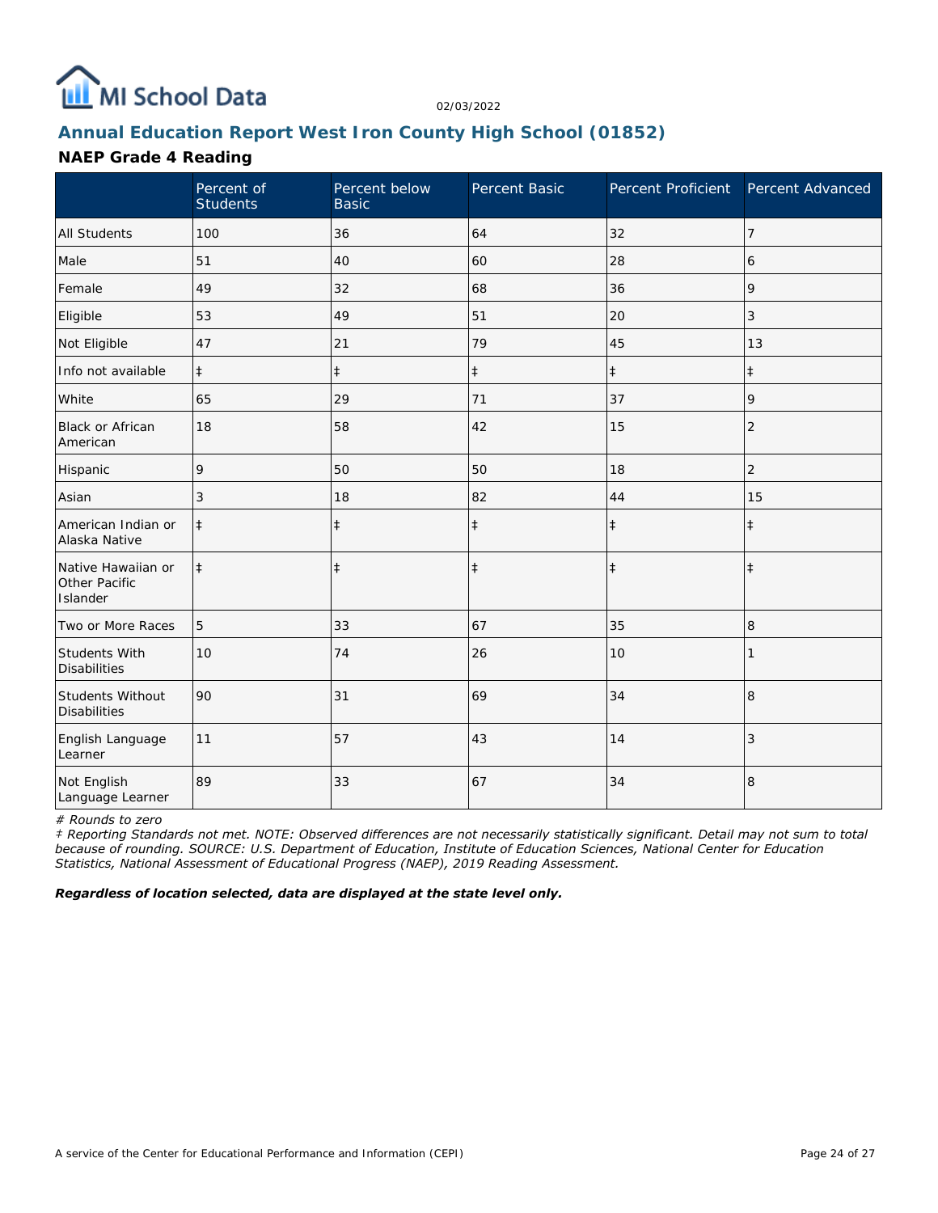# Annual Education Report West Iron County High School (01852)

## NAEP Grade 4 Reading

|  | Percent of Students | Percent below Basic | Percent Basic | Percent Proficient | Percent Advanced |
|---|---|---|---|---|---|
| All Students | 100 | 36 | 64 | 32 | 7 |
| Male | 51 | 40 | 60 | 28 | 6 |
| Female | 49 | 32 | 68 | 36 | 9 |
| Eligible | 53 | 49 | 51 | 20 | 3 |
| Not Eligible | 47 | 21 | 79 | 45 | 13 |
| Info not available | ‡ | ‡ | ‡ | ‡ | ‡ |
| White | 65 | 29 | 71 | 37 | 9 |
| Black or African American | 18 | 58 | 42 | 15 | 2 |
| Hispanic | 9 | 50 | 50 | 18 | 2 |
| Asian | 3 | 18 | 82 | 44 | 15 |
| American Indian or Alaska Native | ‡ | ‡ | ‡ | ‡ | ‡ |
| Native Hawaiian or Other Pacific Islander | ‡ | ‡ | ‡ | ‡ | ‡ |
| Two or More Races | 5 | 33 | 67 | 35 | 8 |
| Students With Disabilities | 10 | 74 | 26 | 10 | 1 |
| Students Without Disabilities | 90 | 31 | 69 | 34 | 8 |
| English Language Learner | 11 | 57 | 43 | 14 | 3 |
| Not English Language Learner | 89 | 33 | 67 | 34 | 8 |

*# Rounds to zero*

*‡ Reporting Standards not met. NOTE: Observed differences are not necessarily statistically significant. Detail may not sum to total because of rounding. SOURCE: U.S. Department of Education, Institute of Education Sciences, National Center for Education Statistics, National Assessment of Educational Progress (NAEP), 2019 Reading Assessment.*

***Regardless of location selected, data are displayed at the state level only.***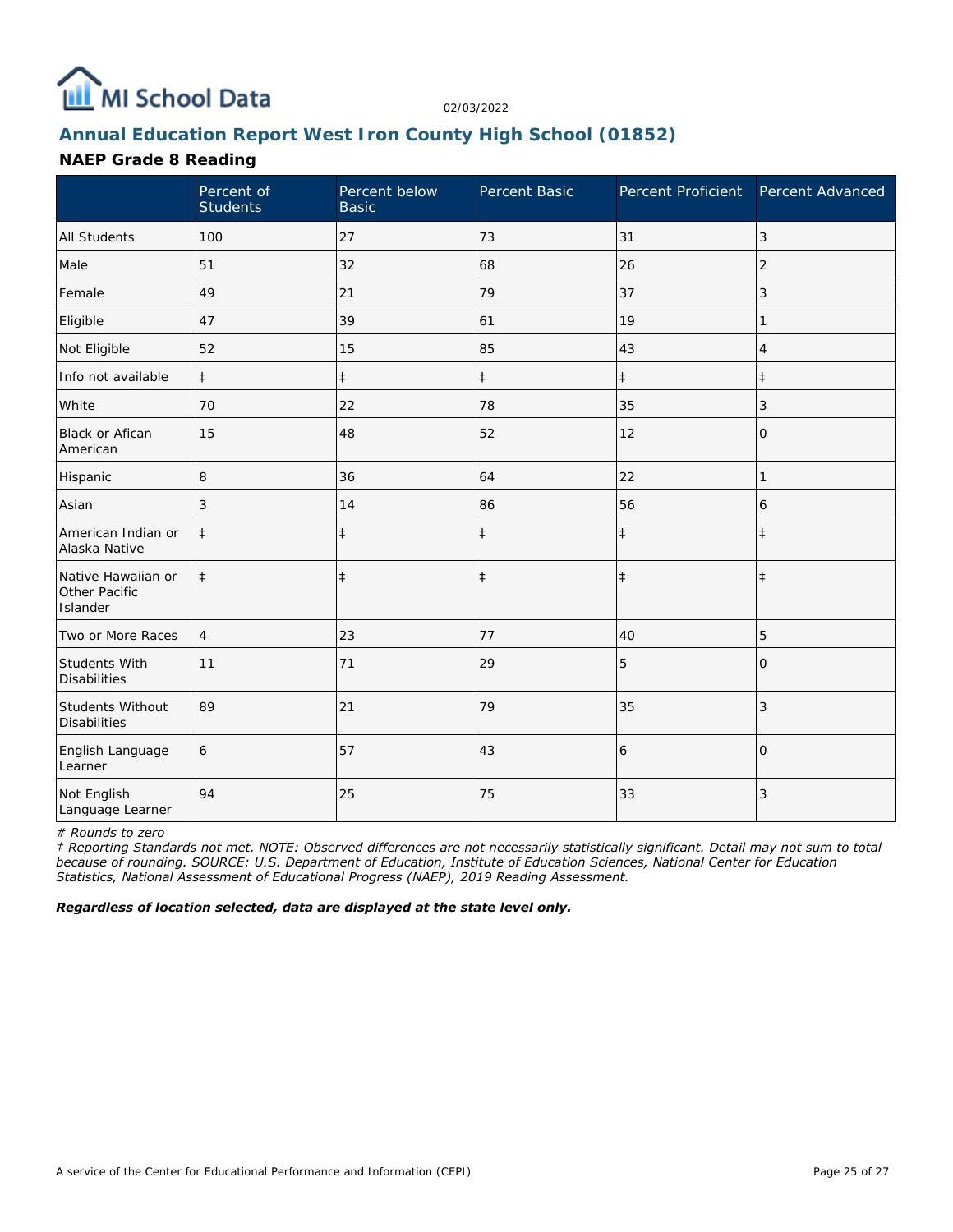02/03/2022

## Annual Education Report West Iron County High School (01852)

### NAEP Grade 8 Reading

| | Percent of Students | Percent below Basic | Percent Basic | Percent Proficient | Percent Advanced |
|---|---|---|---|---|---|
| All Students | 100 | 27 | 73 | 31 | 3 |
| Male | 51 | 32 | 68 | 26 | 2 |
| Female | 49 | 21 | 79 | 37 | 3 |
| Eligible | 47 | 39 | 61 | 19 | 1 |
| Not Eligible | 52 | 15 | 85 | 43 | 4 |
| Info not available | ‡ | ‡ | ‡ | ‡ | ‡ |
| White | 70 | 22 | 78 | 35 | 3 |
| Black or Afican American | 15 | 48 | 52 | 12 | 0 |
| Hispanic | 8 | 36 | 64 | 22 | 1 |
| Asian | 3 | 14 | 86 | 56 | 6 |
| American Indian or Alaska Native | ‡ | ‡ | ‡ | ‡ | ‡ |
| Native Hawaiian or Other Pacific Islander | ‡ | ‡ | ‡ | ‡ | ‡ |
| Two or More Races | 4 | 23 | 77 | 40 | 5 |
| Students With Disabilities | 11 | 71 | 29 | 5 | 0 |
| Students Without Disabilities | 89 | 21 | 79 | 35 | 3 |
| English Language Learner | 6 | 57 | 43 | 6 | 0 |
| Not English Language Learner | 94 | 25 | 75 | 33 | 3 |

*# Rounds to zero*

*‡ Reporting Standards not met. NOTE: Observed differences are not necessarily statistically significant. Detail may not sum to total because of rounding. SOURCE: U.S. Department of Education, Institute of Education Sciences, National Center for Education Statistics, National Assessment of Educational Progress (NAEP), 2019 Reading Assessment.*

***Regardless of location selected, data are displayed at the state level only.***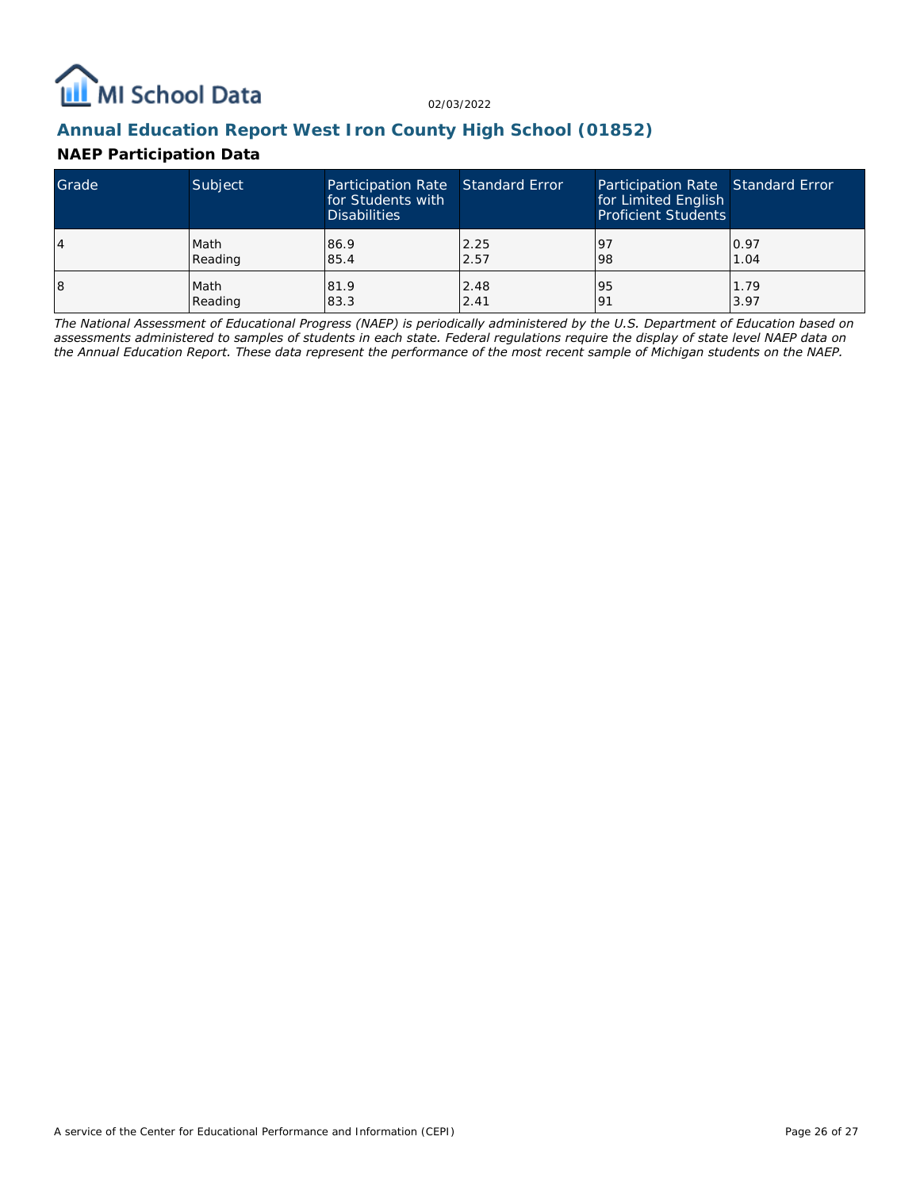## Annual Education Report West Iron County High School (01852)

### NAEP Participation Data

| Grade | Subject | Participation Rate for Students with Disabilities | Standard Error | Participation Rate for Limited English Proficient Students | Standard Error |
|---|---|---|---|---|---|
| 4 | Math<br>Reading | 86.9<br>85.4 | 2.25<br>2.57 | 97<br>98 | 0.97<br>1.04 |
| 8 | Math<br>Reading | 81.9<br>83.3 | 2.48<br>2.41 | 95<br>91 | 1.79<br>3.97 |

*The National Assessment of Educational Progress (NAEP) is periodically administered by the U.S. Department of Education based on assessments administered to samples of students in each state. Federal regulations require the display of state level NAEP data on the Annual Education Report. These data represent the performance of the most recent sample of Michigan students on the NAEP.*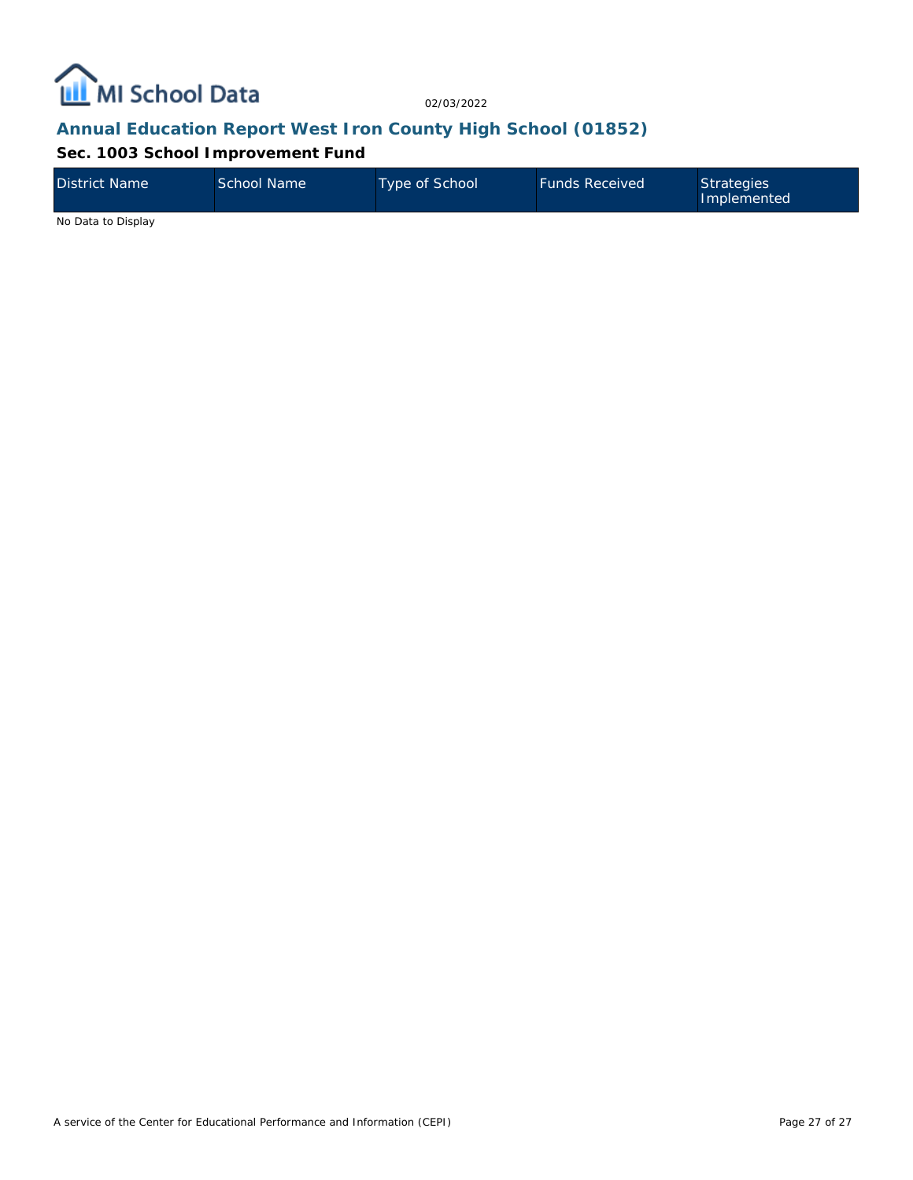## Annual Education Report West Iron County High School (01852)

### Sec. 1003 School Improvement Fund

| District Name | School Name | Type of School | Funds Received | Strategies Implemented |
|---|---|---|---|---|

No Data to Display